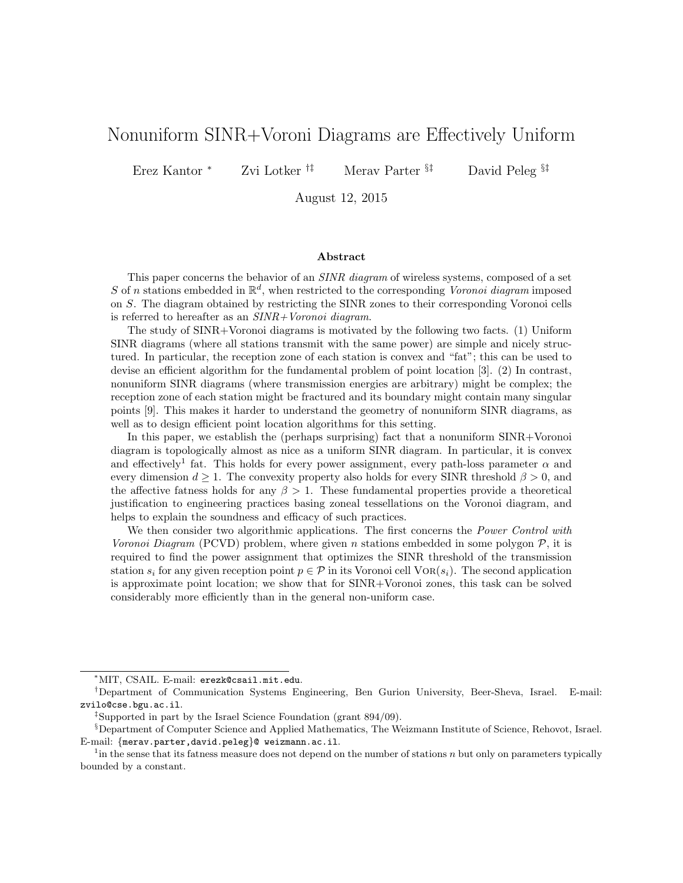# Nonuniform SINR+Voroni Diagrams are Effectively Uniform

Erez Kantor [*] Zvi Lotker [†‡] Merav Parter [§‡] David Peleg [§‡]

August 12, 2015

## Abstract

This paper concerns the behavior of an *SINR diagram* of wireless systems, composed of a set $S$ of $n$ stations embedded in $\mathbb{R}^d$, when restricted to the corresponding *Voronoi diagram* imposed on $S$. The diagram obtained by restricting the SINR zones to their corresponding Voronoi cells is referred to hereafter as an *SINR+Voronoi diagram*.

The study of SINR+Voronoi diagrams is motivated by the following two facts. (1) Uniform SINR diagrams (where all stations transmit with the same power) are simple and nicely structured. In particular, the reception zone of each station is convex and "fat"; this can be used to devise an efficient algorithm for the fundamental problem of point location [3]. (2) In contrast, nonuniform SINR diagrams (where transmission energies are arbitrary) might be complex; the reception zone of each station might be fractured and its boundary might contain many singular points [9]. This makes it harder to understand the geometry of nonuniform SINR diagrams, as well as to design efficient point location algorithms for this setting.

In this paper, we establish the (perhaps surprising) fact that a nonuniform SINR+Voronoi diagram is topologically almost as nice as a uniform SINR diagram. In particular, it is convex and effectively[1] fat. This holds for every power assignment, every path-loss parameter $\alpha$ and every dimension $d \geq 1$. The convexity property also holds for every SINR threshold $\beta > 0$, and the affective fatness holds for any $\beta > 1$. These fundamental properties provide a theoretical justification to engineering practices basing zoneal tessellations on the Voronoi diagram, and helps to explain the soundness and efficacy of such practices.

We then consider two algorithmic applications. The first concerns the *Power Control with Voronoi Diagram* (PCVD) problem, where given $n$ stations embedded in some polygon $\mathcal{P}$, it is required to find the power assignment that optimizes the SINR threshold of the transmission station $s_i$ for any given reception point $p \in \mathcal{P}$ in its Voronoi cell $\textsc{Vor}(s_i)$. The second application is approximate point location; we show that for SINR+Voronoi zones, this task can be solved considerably more efficiently than in the general non-uniform case.

---

[*] MIT, CSAIL. E-mail: erezk@csail.mit.edu.

[†] Department of Communication Systems Engineering, Ben Gurion University, Beer-Sheva, Israel. E-mail: zvilo@cse.bgu.ac.il.

[‡] Supported in part by the Israel Science Foundation (grant 894/09).

[§] Department of Computer Science and Applied Mathematics, The Weizmann Institute of Science, Rehovot, Israel. E-mail: {merav.parter,david.peleg}@ weizmann.ac.il.

[1] in the sense that its fatness measure does not depend on the number of stations $n$ but only on parameters typically bounded by a constant.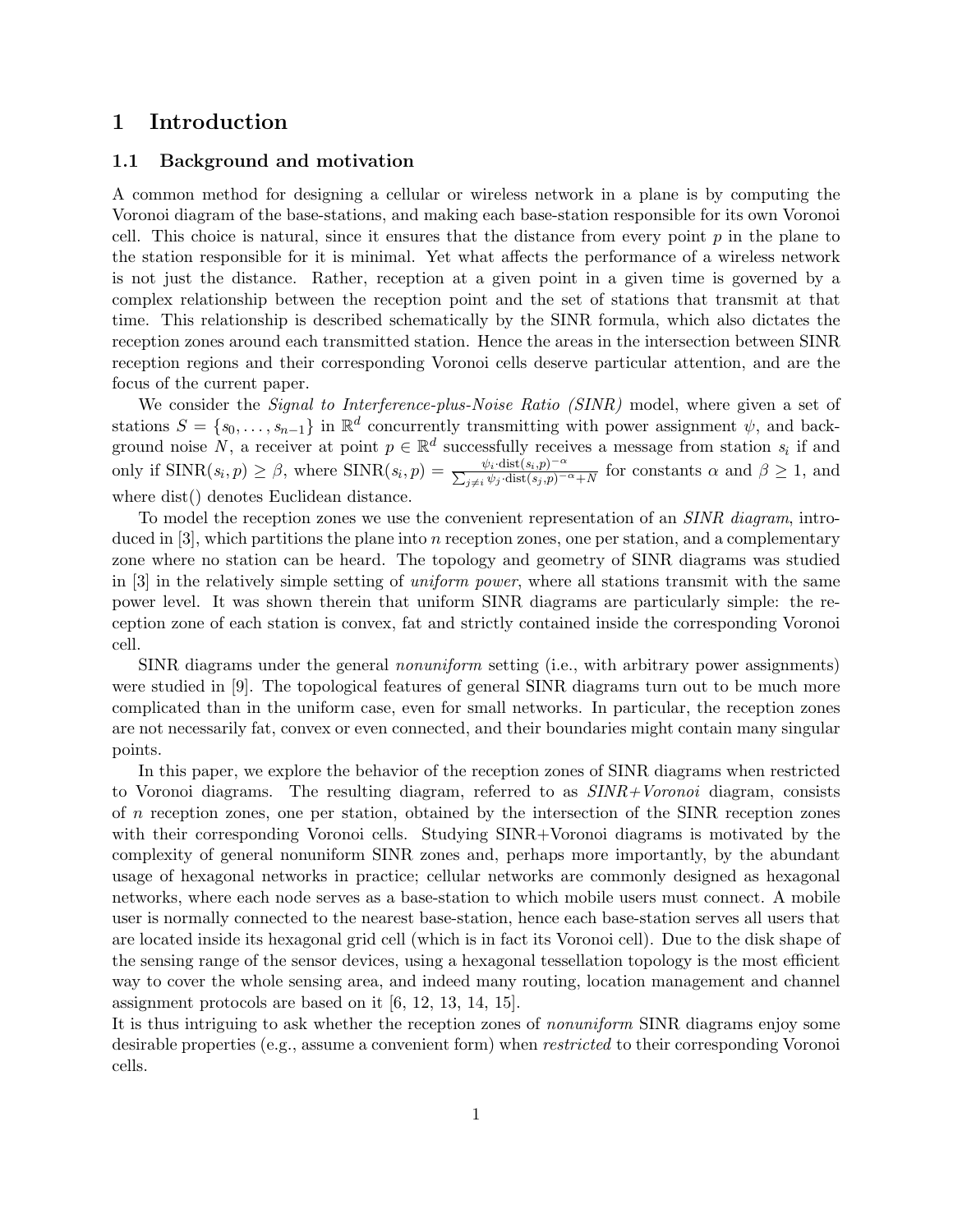# 1 Introduction

## 1.1 Background and motivation

A common method for designing a cellular or wireless network in a plane is by computing the Voronoi diagram of the base-stations, and making each base-station responsible for its own Voronoi cell. This choice is natural, since it ensures that the distance from every point $p$ in the plane to the station responsible for it is minimal. Yet what affects the performance of a wireless network is not just the distance. Rather, reception at a given point in a given time is governed by a complex relationship between the reception point and the set of stations that transmit at that time. This relationship is described schematically by the SINR formula, which also dictates the reception zones around each transmitted station. Hence the areas in the intersection between SINR reception regions and their corresponding Voronoi cells deserve particular attention, and are the focus of the current paper.

We consider the *Signal to Interference-plus-Noise Ratio (SINR)* model, where given a set of stations $S = \{s_0, \ldots, s_{n-1}\}$ in $\mathbb{R}^d$ concurrently transmitting with power assignment $\psi$, and background noise $N$, a receiver at point $p \in \mathbb{R}^d$ successfully receives a message from station $s_i$ if and only if $\mathrm{SINR}(s_i, p) \geq \beta$, where $\mathrm{SINR}(s_i, p) = \frac{\psi_i \cdot \mathrm{dist}(s_i,p)^{-\alpha}}{\sum_{j \neq i} \psi_j \cdot \mathrm{dist}(s_j,p)^{-\alpha} + N}$ for constants $\alpha$ and $\beta \geq 1$, and where dist() denotes Euclidean distance.

To model the reception zones we use the convenient representation of an *SINR diagram*, introduced in [3], which partitions the plane into $n$ reception zones, one per station, and a complementary zone where no station can be heard. The topology and geometry of SINR diagrams was studied in [3] in the relatively simple setting of *uniform power*, where all stations transmit with the same power level. It was shown therein that uniform SINR diagrams are particularly simple: the reception zone of each station is convex, fat and strictly contained inside the corresponding Voronoi cell.

SINR diagrams under the general *nonuniform* setting (i.e., with arbitrary power assignments) were studied in [9]. The topological features of general SINR diagrams turn out to be much more complicated than in the uniform case, even for small networks. In particular, the reception zones are not necessarily fat, convex or even connected, and their boundaries might contain many singular points.

In this paper, we explore the behavior of the reception zones of SINR diagrams when restricted to Voronoi diagrams. The resulting diagram, referred to as *SINR+Voronoi* diagram, consists of $n$ reception zones, one per station, obtained by the intersection of the SINR reception zones with their corresponding Voronoi cells. Studying SINR+Voronoi diagrams is motivated by the complexity of general nonuniform SINR zones and, perhaps more importantly, by the abundant usage of hexagonal networks in practice; cellular networks are commonly designed as hexagonal networks, where each node serves as a base-station to which mobile users must connect. A mobile user is normally connected to the nearest base-station, hence each base-station serves all users that are located inside its hexagonal grid cell (which is in fact its Voronoi cell). Due to the disk shape of the sensing range of the sensor devices, using a hexagonal tessellation topology is the most efficient way to cover the whole sensing area, and indeed many routing, location management and channel assignment protocols are based on it [6, 12, 13, 14, 15].

It is thus intriguing to ask whether the reception zones of *nonuniform* SINR diagrams enjoy some desirable properties (e.g., assume a convenient form) when *restricted* to their corresponding Voronoi cells.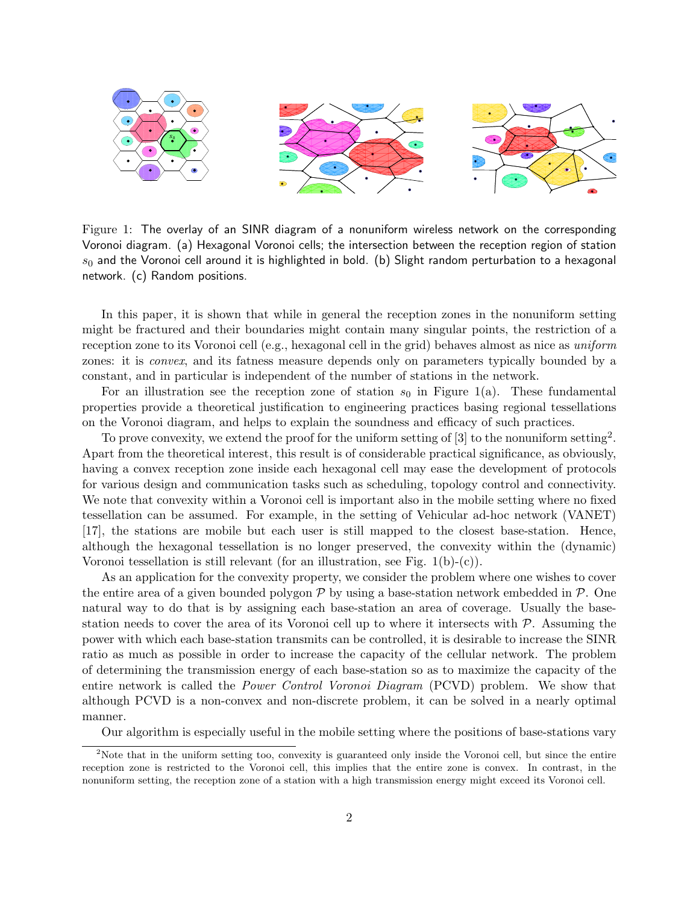Figure 1: The overlay of an SINR diagram of a nonuniform wireless network on the corresponding Voronoi diagram. (a) Hexagonal Voronoi cells; the intersection between the reception region of station $s_0$ and the Voronoi cell around it is highlighted in bold. (b) Slight random perturbation to a hexagonal network. (c) Random positions.

In this paper, it is shown that while in general the reception zones in the nonuniform setting might be fractured and their boundaries might contain many singular points, the restriction of a reception zone to its Voronoi cell (e.g., hexagonal cell in the grid) behaves almost as nice as *uniform* zones: it is *convex*, and its fatness measure depends only on parameters typically bounded by a constant, and in particular is independent of the number of stations in the network.

For an illustration see the reception zone of station $s_0$ in Figure 1(a). These fundamental properties provide a theoretical justification to engineering practices basing regional tessellations on the Voronoi diagram, and helps to explain the soundness and efficacy of such practices.

To prove convexity, we extend the proof for the uniform setting of [3] to the nonuniform setting[2]. Apart from the theoretical interest, this result is of considerable practical significance, as obviously, having a convex reception zone inside each hexagonal cell may ease the development of protocols for various design and communication tasks such as scheduling, topology control and connectivity. We note that convexity within a Voronoi cell is important also in the mobile setting where no fixed tessellation can be assumed. For example, in the setting of Vehicular ad-hoc network (VANET) [17], the stations are mobile but each user is still mapped to the closest base-station. Hence, although the hexagonal tessellation is no longer preserved, the convexity within the (dynamic) Voronoi tessellation is still relevant (for an illustration, see Fig. 1(b)-(c)).

As an application for the convexity property, we consider the problem where one wishes to cover the entire area of a given bounded polygon $\mathcal{P}$ by using a base-station network embedded in $\mathcal{P}$. One natural way to do that is by assigning each base-station an area of coverage. Usually the base-station needs to cover the area of its Voronoi cell up to where it intersects with $\mathcal{P}$. Assuming the power with which each base-station transmits can be controlled, it is desirable to increase the SINR ratio as much as possible in order to increase the capacity of the cellular network. The problem of determining the transmission energy of each base-station so as to maximize the capacity of the entire network is called the *Power Control Voronoi Diagram* (PCVD) problem. We show that although PCVD is a non-convex and non-discrete problem, it can be solved in a nearly optimal manner.

Our algorithm is especially useful in the mobile setting where the positions of base-stations vary

[2] Note that in the uniform setting too, convexity is guaranteed only inside the Voronoi cell, but since the entire reception zone is restricted to the Voronoi cell, this implies that the entire zone is convex. In contrast, in the nonuniform setting, the reception zone of a station with a high transmission energy might exceed its Voronoi cell.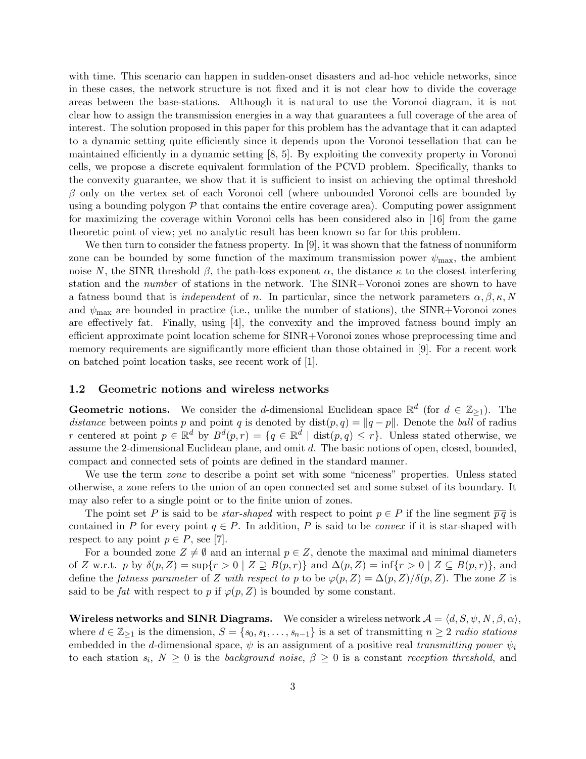with time. This scenario can happen in sudden-onset disasters and ad-hoc vehicle networks, since in these cases, the network structure is not fixed and it is not clear how to divide the coverage areas between the base-stations. Although it is natural to use the Voronoi diagram, it is not clear how to assign the transmission energies in a way that guarantees a full coverage of the area of interest. The solution proposed in this paper for this problem has the advantage that it can adapted to a dynamic setting quite efficiently since it depends upon the Voronoi tessellation that can be maintained efficiently in a dynamic setting [8, 5]. By exploiting the convexity property in Voronoi cells, we propose a discrete equivalent formulation of the PCVD problem. Specifically, thanks to the convexity guarantee, we show that it is sufficient to insist on achieving the optimal threshold $\beta$ only on the vertex set of each Voronoi cell (where unbounded Voronoi cells are bounded by using a bounding polygon $\mathcal{P}$ that contains the entire coverage area). Computing power assignment for maximizing the coverage within Voronoi cells has been considered also in [16] from the game theoretic point of view; yet no analytic result has been known so far for this problem.

We then turn to consider the fatness property. In [9], it was shown that the fatness of nonuniform zone can be bounded by some function of the maximum transmission power $\psi_{\max}$, the ambient noise $N$, the SINR threshold $\beta$, the path-loss exponent $\alpha$, the distance $\kappa$ to the closest interfering station and the *number* of stations in the network. The SINR+Voronoi zones are shown to have a fatness bound that is *independent* of $n$. In particular, since the network parameters $\alpha, \beta, \kappa, N$ and $\psi_{\max}$ are bounded in practice (i.e., unlike the number of stations), the SINR+Voronoi zones are effectively fat. Finally, using [4], the convexity and the improved fatness bound imply an efficient approximate point location scheme for SINR+Voronoi zones whose preprocessing time and memory requirements are significantly more efficient than those obtained in [9]. For a recent work on batched point location tasks, see recent work of [1].

### 1.2 Geometric notions and wireless networks

**Geometric notions.** We consider the $d$-dimensional Euclidean space $\mathbb{R}^d$ (for $d \in \mathbb{Z}_{\geq 1}$). The *distance* between points $p$ and point $q$ is denoted by $\text{dist}(p, q) = \|q - p\|$. Denote the *ball* of radius $r$ centered at point $p \in \mathbb{R}^d$ by $B^d(p, r) = \{q \in \mathbb{R}^d \mid \text{dist}(p, q) \leq r\}$. Unless stated otherwise, we assume the 2-dimensional Euclidean plane, and omit $d$. The basic notions of open, closed, bounded, compact and connected sets of points are defined in the standard manner.

We use the term *zone* to describe a point set with some "niceness" properties. Unless stated otherwise, a zone refers to the union of an open connected set and some subset of its boundary. It may also refer to a single point or to the finite union of zones.

The point set $P$ is said to be *star-shaped* with respect to point $p \in P$ if the line segment $\overline{p\,q}$ is contained in $P$ for every point $q \in P$. In addition, $P$ is said to be *convex* if it is star-shaped with respect to any point $p \in P$, see [7].

For a bounded zone $Z \neq \emptyset$ and an internal $p \in Z$, denote the maximal and minimal diameters of $Z$ w.r.t. $p$ by $\delta(p, Z) = \sup\{r > 0 \mid Z \supseteq B(p, r)\}$ and $\Delta(p, Z) = \inf\{r > 0 \mid Z \subseteq B(p, r)\}$, and define the *fatness parameter* of $Z$ *with respect to* $p$ to be $\varphi(p, Z) = \Delta(p, Z)/\delta(p, Z)$. The zone $Z$ is said to be *fat* with respect to $p$ if $\varphi(p, Z)$ is bounded by some constant.

**Wireless networks and SINR Diagrams.** We consider a wireless network $\mathcal{A} = \langle d, S, \psi, N, \beta, \alpha \rangle$, where $d \in \mathbb{Z}_{\geq 1}$ is the dimension, $S = \{s_0, s_1, \ldots, s_{n-1}\}$ is a set of transmitting $n \geq 2$ *radio stations* embedded in the $d$-dimensional space, $\psi$ is an assignment of a positive real *transmitting power* $\psi_i$ to each station $s_i$, $N \geq 0$ is the *background noise*, $\beta \geq 0$ is a constant *reception threshold*, and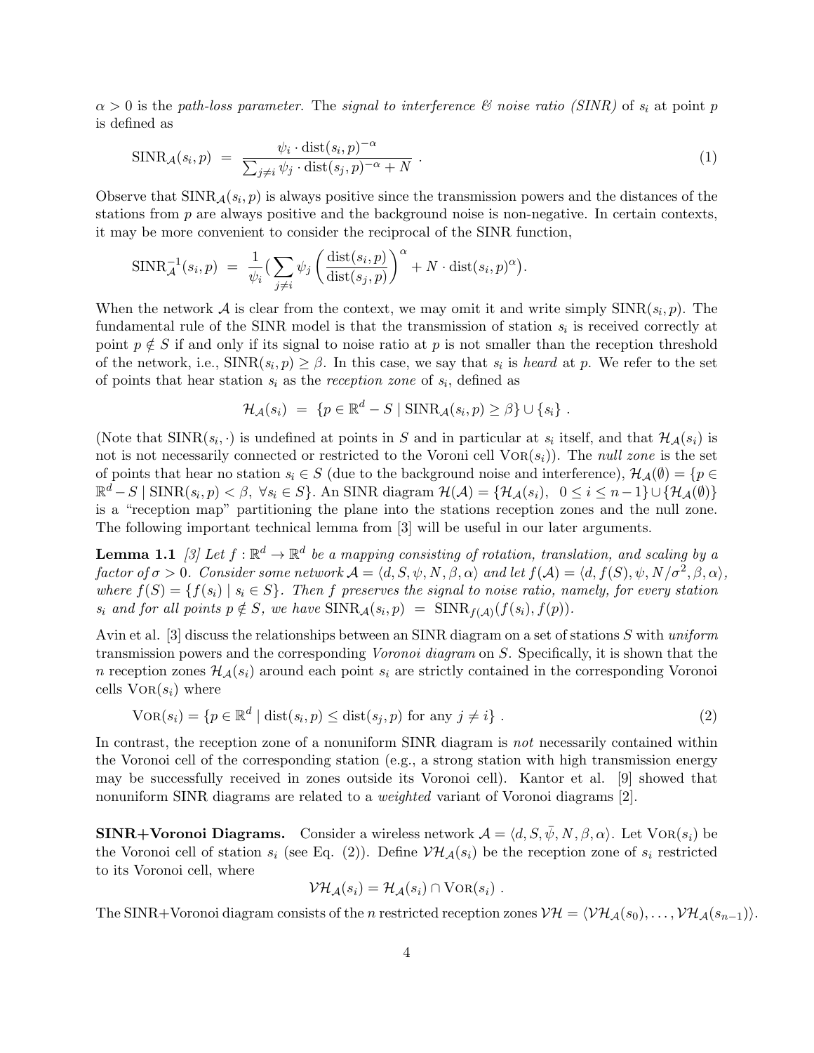$\alpha > 0$ is the *path-loss parameter*. The *signal to interference & noise ratio (SINR)* of $s_i$ at point $p$ is defined as

$$\mathrm{SINR}_{\mathcal{A}}(s_i, p) \;=\; \frac{\psi_i \cdot \mathrm{dist}(s_i, p)^{-\alpha}}{\sum_{j \neq i} \psi_j \cdot \mathrm{dist}(s_j, p)^{-\alpha} + N} \;. \tag{1}$$

Observe that $\mathrm{SINR}_{\mathcal{A}}(s_i, p)$ is always positive since the transmission powers and the distances of the stations from $p$ are always positive and the background noise is non-negative. In certain contexts, it may be more convenient to consider the reciprocal of the SINR function,

$$\mathrm{SINR}_{\mathcal{A}}^{-1}(s_i, p) \;=\; \frac{1}{\psi_i}\Big(\sum_{j \neq i} \psi_j \left(\frac{\mathrm{dist}(s_i, p)}{\mathrm{dist}(s_j, p)}\right)^{\alpha} + N \cdot \mathrm{dist}(s_i, p)^{\alpha}\Big).$$

When the network $\mathcal{A}$ is clear from the context, we may omit it and write simply $\mathrm{SINR}(s_i, p)$. The fundamental rule of the SINR model is that the transmission of station $s_i$ is received correctly at point $p \notin S$ if and only if its signal to noise ratio at $p$ is not smaller than the reception threshold of the network, i.e., $\mathrm{SINR}(s_i, p) \geq \beta$. In this case, we say that $s_i$ is *heard* at $p$. We refer to the set of points that hear station $s_i$ as the *reception zone* of $s_i$, defined as

$$\mathcal{H}_{\mathcal{A}}(s_i) \;=\; \{p \in \mathbb{R}^d - S \mid \mathrm{SINR}_{\mathcal{A}}(s_i, p) \geq \beta\} \cup \{s_i\} \;.$$

(Note that $\mathrm{SINR}(s_i, \cdot)$ is undefined at points in $S$ and in particular at $s_i$ itself, and that $\mathcal{H}_{\mathcal{A}}(s_i)$ is not is not necessarily connected or restricted to the Voroni cell $\mathrm{VOR}(s_i)$). The *null zone* is the set of points that hear no station $s_i \in S$ (due to the background noise and interference), $\mathcal{H}_{\mathcal{A}}(\emptyset) = \{p \in \mathbb{R}^d - S \mid \mathrm{SINR}(s_i, p) < \beta,\ \forall s_i \in S\}$. An SINR diagram $\mathcal{H}(\mathcal{A}) = \{\mathcal{H}_{\mathcal{A}}(s_i),\ \ 0 \leq i \leq n-1\} \cup \{\mathcal{H}_{\mathcal{A}}(\emptyset)\}$ is a "reception map" partitioning the plane into the stations reception zones and the null zone. The following important technical lemma from [3] will be useful in our later arguments.

**Lemma 1.1** *[3] Let $f : \mathbb{R}^d \to \mathbb{R}^d$ be a mapping consisting of rotation, translation, and scaling by a factor of $\sigma > 0$. Consider some network $\mathcal{A} = \langle d, S, \psi, N, \beta, \alpha \rangle$ and let $f(\mathcal{A}) = \langle d, f(S), \psi, N/\sigma^2, \beta, \alpha \rangle$, where $f(S) = \{f(s_i) \mid s_i \in S\}$. Then $f$ preserves the signal to noise ratio, namely, for every station $s_i$ and for all points $p \notin S$, we have $\mathrm{SINR}_{\mathcal{A}}(s_i, p) \;=\; \mathrm{SINR}_{f(\mathcal{A})}(f(s_i), f(p))$.*

Avin et al. [3] discuss the relationships between an SINR diagram on a set of stations $S$ with *uniform* transmission powers and the corresponding *Voronoi diagram* on $S$. Specifically, it is shown that the $n$ reception zones $\mathcal{H}_{\mathcal{A}}(s_i)$ around each point $s_i$ are strictly contained in the corresponding Voronoi cells $\mathrm{VOR}(s_i)$ where

$$\mathrm{VOR}(s_i) = \{p \in \mathbb{R}^d \mid \mathrm{dist}(s_i, p) \leq \mathrm{dist}(s_j, p) \text{ for any } j \neq i\} \;. \tag{2}$$

In contrast, the reception zone of a nonuniform SINR diagram is *not* necessarily contained within the Voronoi cell of the corresponding station (e.g., a strong station with high transmission energy may be successfully received in zones outside its Voronoi cell). Kantor et al. [9] showed that nonuniform SINR diagrams are related to a *weighted* variant of Voronoi diagrams [2].

**SINR+Voronoi Diagrams.** Consider a wireless network $\mathcal{A} = \langle d, S, \bar{\psi}, N, \beta, \alpha \rangle$. Let $\mathrm{VOR}(s_i)$ be the Voronoi cell of station $s_i$ (see Eq. (2)). Define $\mathcal{VH}_{\mathcal{A}}(s_i)$ be the reception zone of $s_i$ restricted to its Voronoi cell, where

$$\mathcal{VH}_{\mathcal{A}}(s_i) = \mathcal{H}_{\mathcal{A}}(s_i) \cap \mathrm{VOR}(s_i) \;.$$

The SINR+Voronoi diagram consists of the $n$ restricted reception zones $\mathcal{VH} = \langle \mathcal{VH}_{\mathcal{A}}(s_0), \ldots, \mathcal{VH}_{\mathcal{A}}(s_{n-1}) \rangle$.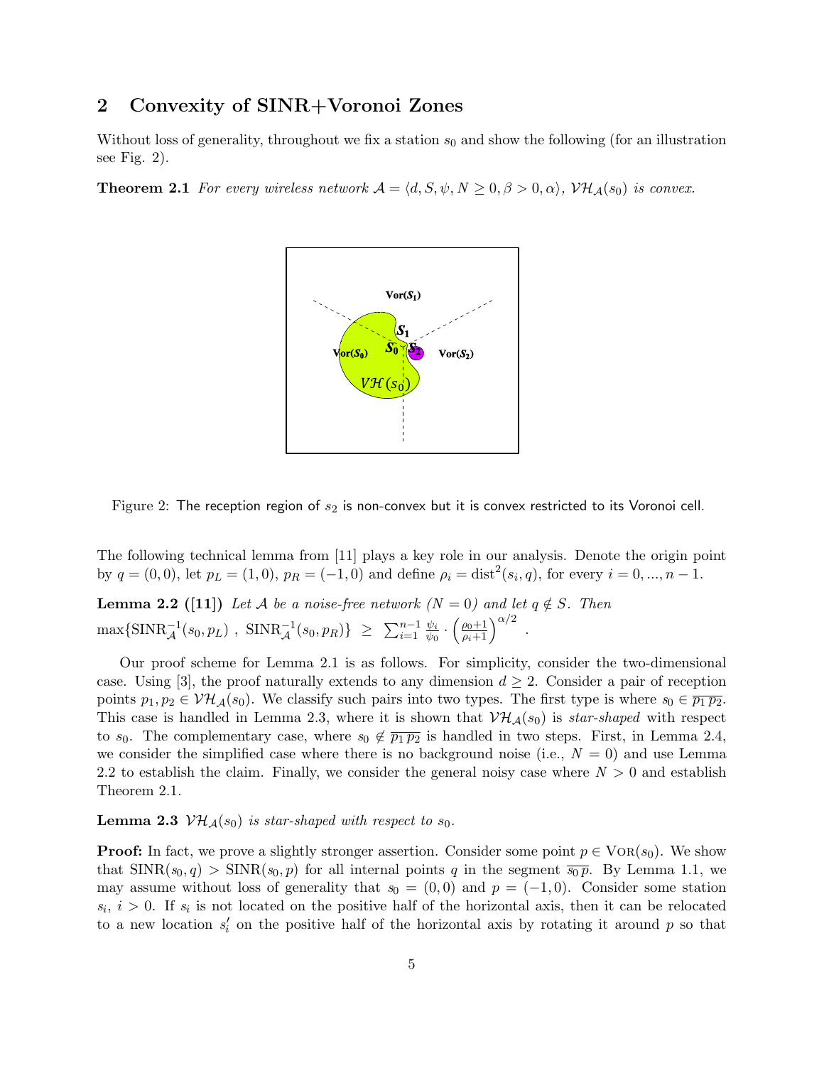## 2 Convexity of SINR+Voronoi Zones

Without loss of generality, throughout we fix a station $s_0$ and show the following (for an illustration see Fig. 2).

**Theorem 2.1** *For every wireless network $\mathcal{A} = \langle d, S, \psi, N \geq 0, \beta > 0, \alpha \rangle$, $\mathcal{VH}_{\mathcal{A}}(s_0)$ is convex.*

Figure 2: The reception region of $s_2$ is non-convex but it is convex restricted to its Voronoi cell.

The following technical lemma from [11] plays a key role in our analysis. Denote the origin point by $q = (0,0)$, let $p_L = (1,0)$, $p_R = (-1,0)$ and define $\rho_i = \mathrm{dist}^2(s_i, q)$, for every $i = 0, ..., n-1$.

**Lemma 2.2 ([11])** *Let $\mathcal{A}$ be a noise-free network ($N = 0$) and let $q \notin S$. Then*
$\max\{\mathrm{SINR}_{\mathcal{A}}^{-1}(s_0, p_L)\ ,\ \mathrm{SINR}_{\mathcal{A}}^{-1}(s_0, p_R)\} \ \geq\ \sum_{i=1}^{n-1} \frac{\psi_i}{\psi_0} \cdot \left(\frac{\rho_0+1}{\rho_i+1}\right)^{\alpha/2}$ .

Our proof scheme for Lemma 2.1 is as follows. For simplicity, consider the two-dimensional case. Using [3], the proof naturally extends to any dimension $d \geq 2$. Consider a pair of reception points $p_1, p_2 \in \mathcal{VH}_{\mathcal{A}}(s_0)$. We classify such pairs into two types. The first type is where $s_0 \in \overline{p_1\, p_2}$. This case is handled in Lemma 2.3, where it is shown that $\mathcal{VH}_{\mathcal{A}}(s_0)$ is *star-shaped* with respect to $s_0$. The complementary case, where $s_0 \notin \overline{p_1\, p_2}$ is handled in two steps. First, in Lemma 2.4, we consider the simplified case where there is no background noise (i.e., $N = 0$) and use Lemma 2.2 to establish the claim. Finally, we consider the general noisy case where $N > 0$ and establish Theorem 2.1.

**Lemma 2.3** *$\mathcal{VH}_{\mathcal{A}}(s_0)$ is star-shaped with respect to $s_0$.*

**Proof:** In fact, we prove a slightly stronger assertion. Consider some point $p \in \textsc{Vor}(s_0)$. We show that $\mathrm{SINR}(s_0, q) > \mathrm{SINR}(s_0, p)$ for all internal points $q$ in the segment $\overline{s_0\, p}$. By Lemma 1.1, we may assume without loss of generality that $s_0 = (0, 0)$ and $p = (-1, 0)$. Consider some station $s_i$, $i > 0$. If $s_i$ is not located on the positive half of the horizontal axis, then it can be relocated to a new location $s_i'$ on the positive half of the horizontal axis by rotating it around $p$ so that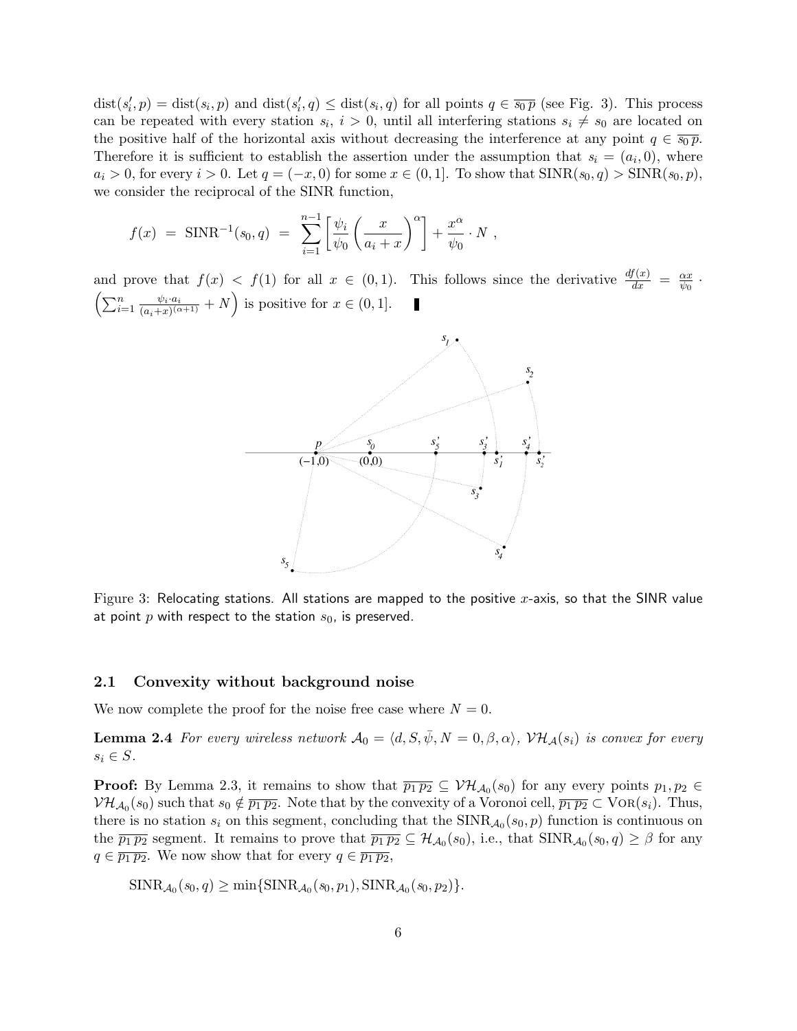$\text{dist}(s_i', p) = \text{dist}(s_i, p)$ and $\text{dist}(s_i', q) \leq \text{dist}(s_i, q)$ for all points $q \in \overline{s_0\, p}$ (see Fig. 3). This process can be repeated with every station $s_i$, $i > 0$, until all interfering stations $s_i \neq s_0$ are located on the positive half of the horizontal axis without decreasing the interference at any point $q \in \overline{s_0\, p}$. Therefore it is sufficient to establish the assertion under the assumption that $s_i = (a_i, 0)$, where $a_i > 0$, for every $i > 0$. Let $q = (-x, 0)$ for some $x \in (0, 1]$. To show that $\text{SINR}(s_0, q) > \text{SINR}(s_0, p)$, we consider the reciprocal of the SINR function,

$$f(x) \ = \ \text{SINR}^{-1}(s_0, q) \ = \ \sum_{i=1}^{n-1} \left[ \frac{\psi_i}{\psi_0} \left( \frac{x}{a_i + x} \right)^{\alpha} \right] + \frac{x^{\alpha}}{\psi_0} \cdot N \ ,$$

and prove that $f(x) < f(1)$ for all $x \in (0, 1)$. This follows since the derivative $\frac{df(x)}{dx} = \frac{\alpha x}{\psi_0} \cdot \left( \sum_{i=1}^{n} \frac{\psi_i \cdot a_i}{(a_i + x)^{(\alpha+1)}} + N \right)$ is positive for $x \in (0, 1]$. ∎

Figure 3: Relocating stations. All stations are mapped to the positive $x$-axis, so that the SINR value at point $p$ with respect to the station $s_0$, is preserved.

## 2.1 Convexity without background noise

We now complete the proof for the noise free case where $N = 0$.

**Lemma 2.4** *For every wireless network $\mathcal{A}_0 = \langle d, S, \bar{\psi}, N = 0, \beta, \alpha \rangle$, $\mathcal{VH}_{\mathcal{A}}(s_i)$ is convex for every $s_i \in S$.*

**Proof:** By Lemma 2.3, it remains to show that $\overline{p_1\, p_2} \subseteq \mathcal{VH}_{\mathcal{A}_0}(s_0)$ for any every points $p_1, p_2 \in \mathcal{VH}_{\mathcal{A}_0}(s_0)$ such that $s_0 \notin \overline{p_1\, p_2}$. Note that by the convexity of a Voronoi cell, $\overline{p_1\, p_2} \subset \text{Vor}(s_i)$. Thus, there is no station $s_i$ on this segment, concluding that the $\text{SINR}_{\mathcal{A}_0}(s_0, p)$ function is continuous on the $\overline{p_1\, p_2}$ segment. It remains to prove that $\overline{p_1\, p_2} \subseteq \mathcal{H}_{\mathcal{A}_0}(s_0)$, i.e., that $\text{SINR}_{\mathcal{A}_0}(s_0, q) \geq \beta$ for any $q \in \overline{p_1\, p_2}$. We now show that for every $q \in \overline{p_1\, p_2}$,

$$\text{SINR}_{\mathcal{A}_0}(s_0, q) \geq \min\{\text{SINR}_{\mathcal{A}_0}(s_0, p_1), \text{SINR}_{\mathcal{A}_0}(s_0, p_2)\}.$$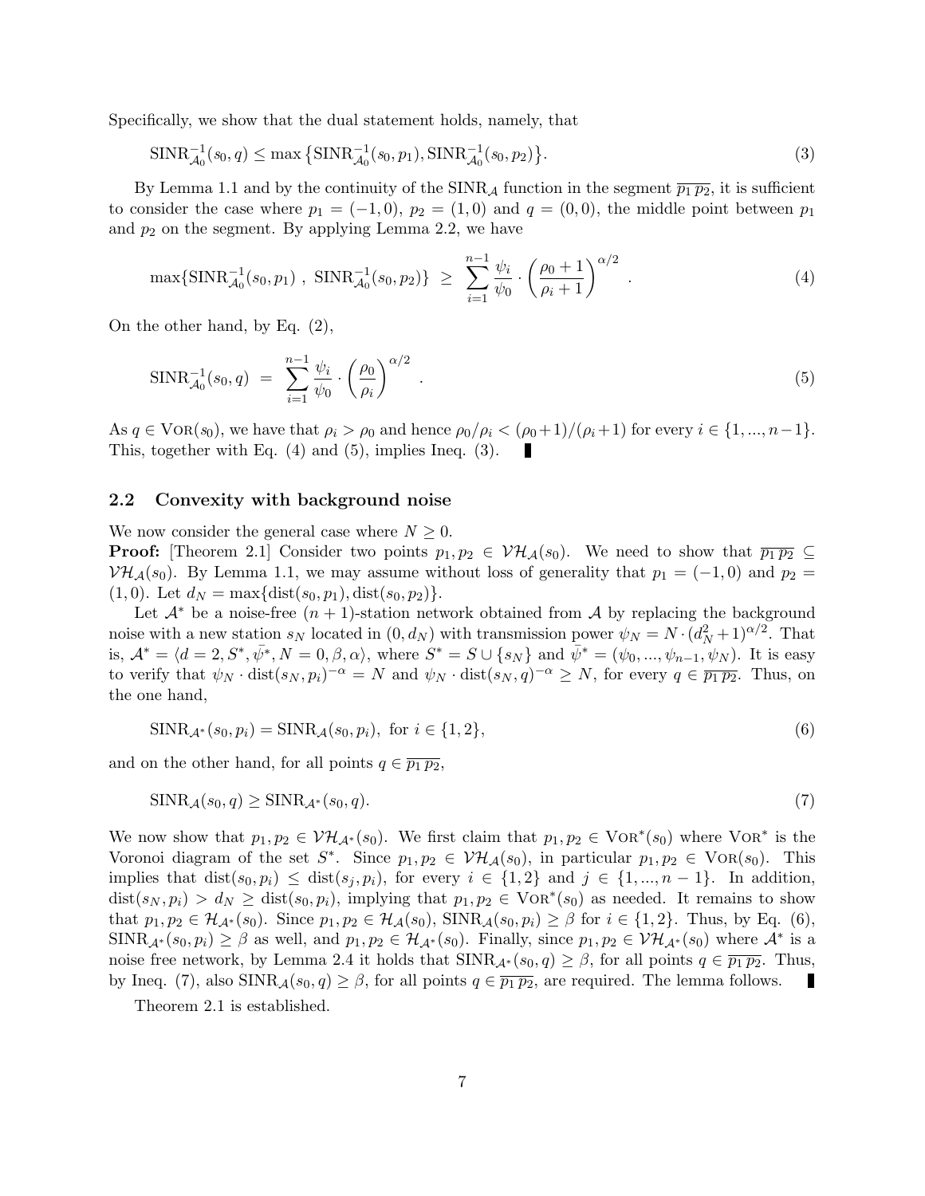Specifically, we show that the dual statement holds, namely, that

$$\mathrm{SINR}^{-1}_{\mathcal{A}_0}(s_0, q) \leq \max\left\{\mathrm{SINR}^{-1}_{\mathcal{A}_0}(s_0, p_1), \mathrm{SINR}^{-1}_{\mathcal{A}_0}(s_0, p_2)\right\}. \tag{3}$$

By Lemma 1.1 and by the continuity of the $\mathrm{SINR}_{\mathcal{A}}$ function in the segment $\overline{p_1\, p_2}$, it is sufficient to consider the case where $p_1 = (-1, 0)$, $p_2 = (1, 0)$ and $q = (0, 0)$, the middle point between $p_1$ and $p_2$ on the segment. By applying Lemma 2.2, we have

$$\max\{\mathrm{SINR}^{-1}_{\mathcal{A}_0}(s_0, p_1)\ ,\ \mathrm{SINR}^{-1}_{\mathcal{A}_0}(s_0, p_2)\} \ \geq\ \sum_{i=1}^{n-1} \frac{\psi_i}{\psi_0} \cdot \left(\frac{\rho_0 + 1}{\rho_i + 1}\right)^{\alpha/2} . \tag{4}$$

On the other hand, by Eq. (2),

$$\mathrm{SINR}^{-1}_{\mathcal{A}_0}(s_0, q) \ =\ \sum_{i=1}^{n-1} \frac{\psi_i}{\psi_0} \cdot \left(\frac{\rho_0}{\rho_i}\right)^{\alpha/2} . \tag{5}$$

As $q \in \mathrm{VOR}(s_0)$, we have that $\rho_i > \rho_0$ and hence $\rho_0/\rho_i < (\rho_0 + 1)/(\rho_i + 1)$ for every $i \in \{1, ..., n-1\}$. This, together with Eq. (4) and (5), implies Ineq. (3). ∎

## 2.2 Convexity with background noise

We now consider the general case where $N \geq 0$.

**Proof:** [Theorem 2.1] Consider two points $p_1, p_2 \in \mathcal{VH}_{\mathcal{A}}(s_0)$. We need to show that $\overline{p_1\, p_2} \subseteq \mathcal{VH}_{\mathcal{A}}(s_0)$. By Lemma 1.1, we may assume without loss of generality that $p_1 = (-1, 0)$ and $p_2 = (1, 0)$. Let $d_N = \max\{\mathrm{dist}(s_0, p_1), \mathrm{dist}(s_0, p_2)\}$.

Let $\mathcal{A}^*$ be a noise-free $(n+1)$-station network obtained from $\mathcal{A}$ by replacing the background noise with a new station $s_N$ located in $(0, d_N)$ with transmission power $\psi_N = N \cdot (d_N^2 + 1)^{\alpha/2}$. That is, $\mathcal{A}^* = \langle d = 2, S^*, \bar{\psi}^*, N = 0, \beta, \alpha \rangle$, where $S^* = S \cup \{s_N\}$ and $\bar{\psi}^* = (\psi_0, ..., \psi_{n-1}, \psi_N)$. It is easy to verify that $\psi_N \cdot \mathrm{dist}(s_N, p_i)^{-\alpha} = N$ and $\psi_N \cdot \mathrm{dist}(s_N, q)^{-\alpha} \geq N$, for every $q \in \overline{p_1\, p_2}$. Thus, on the one hand,

$$\mathrm{SINR}_{\mathcal{A}^*}(s_0, p_i) = \mathrm{SINR}_{\mathcal{A}}(s_0, p_i), \text{ for } i \in \{1, 2\}, \tag{6}$$

and on the other hand, for all points $q \in \overline{p_1\, p_2}$,

$$\mathrm{SINR}_{\mathcal{A}}(s_0, q) \geq \mathrm{SINR}_{\mathcal{A}^*}(s_0, q). \tag{7}$$

We now show that $p_1, p_2 \in \mathcal{VH}_{\mathcal{A}^*}(s_0)$. We first claim that $p_1, p_2 \in \mathrm{VOR}^*(s_0)$ where $\mathrm{VOR}^*$ is the Voronoi diagram of the set $S^*$. Since $p_1, p_2 \in \mathcal{VH}_{\mathcal{A}}(s_0)$, in particular $p_1, p_2 \in \mathrm{VOR}(s_0)$. This implies that $\mathrm{dist}(s_0, p_i) \leq \mathrm{dist}(s_j, p_i)$, for every $i \in \{1, 2\}$ and $j \in \{1, ..., n-1\}$. In addition, $\mathrm{dist}(s_N, p_i) > d_N \geq \mathrm{dist}(s_0, p_i)$, implying that $p_1, p_2 \in \mathrm{VOR}^*(s_0)$ as needed. It remains to show that $p_1, p_2 \in \mathcal{H}_{\mathcal{A}^*}(s_0)$. Since $p_1, p_2 \in \mathcal{H}_{\mathcal{A}}(s_0)$, $\mathrm{SINR}_{\mathcal{A}}(s_0, p_i) \geq \beta$ for $i \in \{1, 2\}$. Thus, by Eq. (6), $\mathrm{SINR}_{\mathcal{A}^*}(s_0, p_i) \geq \beta$ as well, and $p_1, p_2 \in \mathcal{H}_{\mathcal{A}^*}(s_0)$. Finally, since $p_1, p_2 \in \mathcal{VH}_{\mathcal{A}^*}(s_0)$ where $\mathcal{A}^*$ is a noise free network, by Lemma 2.4 it holds that $\mathrm{SINR}_{\mathcal{A}^*}(s_0, q) \geq \beta$, for all points $q \in \overline{p_1\, p_2}$. Thus, by Ineq. (7), also $\mathrm{SINR}_{\mathcal{A}}(s_0, q) \geq \beta$, for all points $q \in \overline{p_1\, p_2}$, are required. The lemma follows. ∎

Theorem 2.1 is established.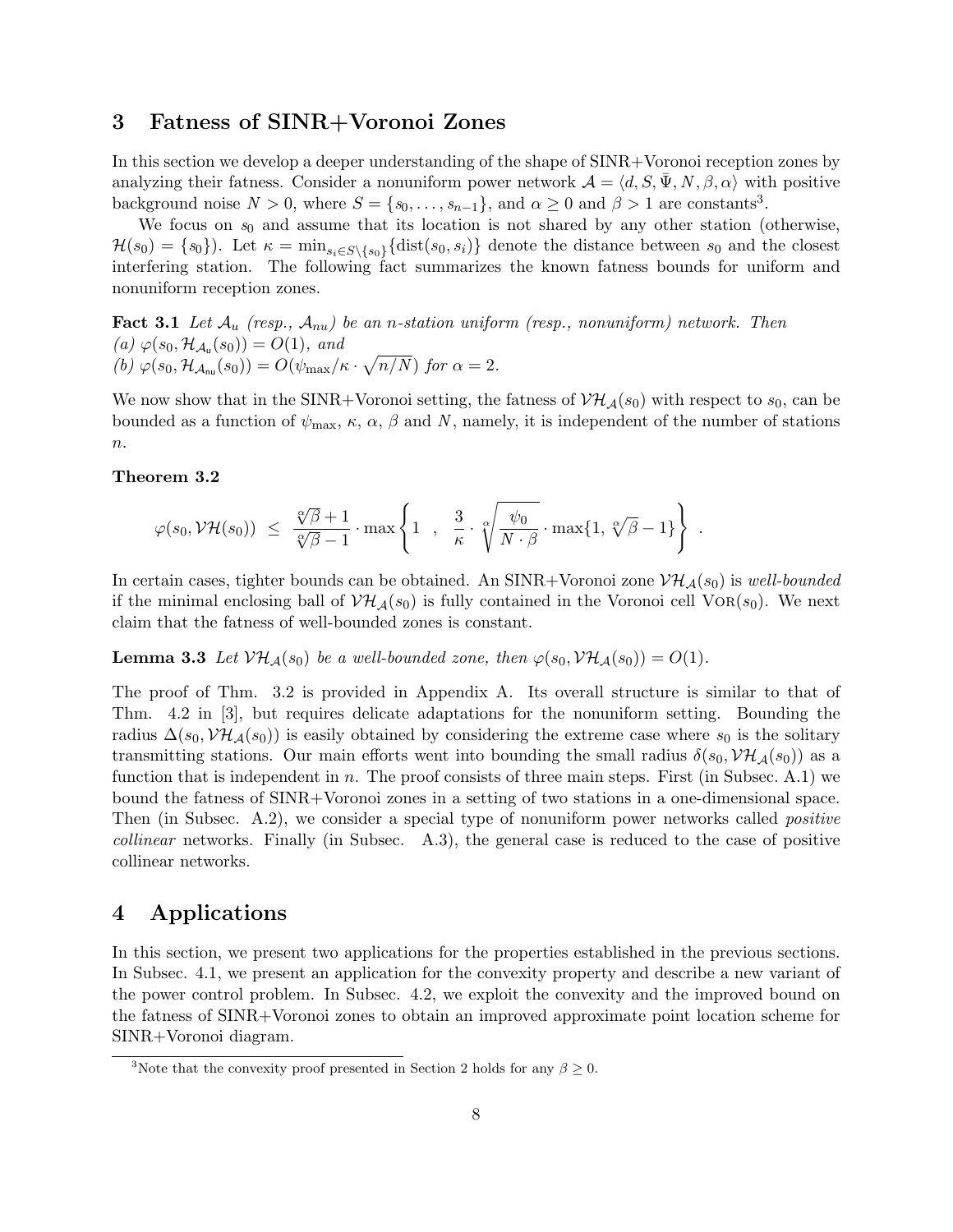## 3 Fatness of SINR+Voronoi Zones

In this section we develop a deeper understanding of the shape of SINR+Voronoi reception zones by analyzing their fatness. Consider a nonuniform power network $\mathcal{A} = \langle d, S, \bar{\Psi}, N, \beta, \alpha \rangle$ with positive background noise $N > 0$, where $S = \{s_0, \ldots, s_{n-1}\}$, and $\alpha \geq 0$ and $\beta > 1$ are constants[3].

We focus on $s_0$ and assume that its location is not shared by any other station (otherwise, $\mathcal{H}(s_0) = \{s_0\}$). Let $\kappa = \min_{s_i \in S \setminus \{s_0\}} \{\text{dist}(s_0, s_i)\}$ denote the distance between $s_0$ and the closest interfering station. The following fact summarizes the known fatness bounds for uniform and nonuniform reception zones.

**Fact 3.1** *Let $\mathcal{A}_u$ (resp., $\mathcal{A}_{nu}$) be an $n$-station uniform (resp., nonuniform) network. Then*
*(a) $\varphi(s_0, \mathcal{H}_{\mathcal{A}_u}(s_0)) = O(1)$, and*
*(b) $\varphi(s_0, \mathcal{H}_{\mathcal{A}_{nu}}(s_0)) = O(\psi_{\max}/\kappa \cdot \sqrt{n/N})$ for $\alpha = 2$.*

We now show that in the SINR+Voronoi setting, the fatness of $\mathcal{VH}_{\mathcal{A}}(s_0)$ with respect to $s_0$, can be bounded as a function of $\psi_{\max}$, $\kappa$, $\alpha$, $\beta$ and $N$, namely, it is independent of the number of stations $n$.

**Theorem 3.2**

$$\varphi(s_0, \mathcal{VH}(s_0)) \;\leq\; \frac{\sqrt[\alpha]{\beta}+1}{\sqrt[\alpha]{\beta}-1} \cdot \max\left\{1 \;\;,\;\; \frac{3}{\kappa} \cdot \sqrt[\alpha]{\frac{\psi_0}{N \cdot \beta}} \cdot \max\{1, \sqrt[\alpha]{\beta}-1\}\right\} \;.$$

In certain cases, tighter bounds can be obtained. An SINR+Voronoi zone $\mathcal{VH}_{\mathcal{A}}(s_0)$ is *well-bounded* if the minimal enclosing ball of $\mathcal{VH}_{\mathcal{A}}(s_0)$ is fully contained in the Voronoi cell $\text{Vor}(s_0)$. We next claim that the fatness of well-bounded zones is constant.

**Lemma 3.3** *Let $\mathcal{VH}_{\mathcal{A}}(s_0)$ be a well-bounded zone, then $\varphi(s_0, \mathcal{VH}_{\mathcal{A}}(s_0)) = O(1)$.*

The proof of Thm. 3.2 is provided in Appendix A. Its overall structure is similar to that of Thm. 4.2 in [3], but requires delicate adaptations for the nonuniform setting. Bounding the radius $\Delta(s_0, \mathcal{VH}_{\mathcal{A}}(s_0))$ is easily obtained by considering the extreme case where $s_0$ is the solitary transmitting stations. Our main efforts went into bounding the small radius $\delta(s_0, \mathcal{VH}_{\mathcal{A}}(s_0))$ as a function that is independent in $n$. The proof consists of three main steps. First (in Subsec. A.1) we bound the fatness of SINR+Voronoi zones in a setting of two stations in a one-dimensional space. Then (in Subsec. A.2), we consider a special type of nonuniform power networks called *positive collinear* networks. Finally (in Subsec. A.3), the general case is reduced to the case of positive collinear networks.

## 4 Applications

In this section, we present two applications for the properties established in the previous sections. In Subsec. 4.1, we present an application for the convexity property and describe a new variant of the power control problem. In Subsec. 4.2, we exploit the convexity and the improved bound on the fatness of SINR+Voronoi zones to obtain an improved approximate point location scheme for SINR+Voronoi diagram.

[3] Note that the convexity proof presented in Section 2 holds for any $\beta \geq 0$.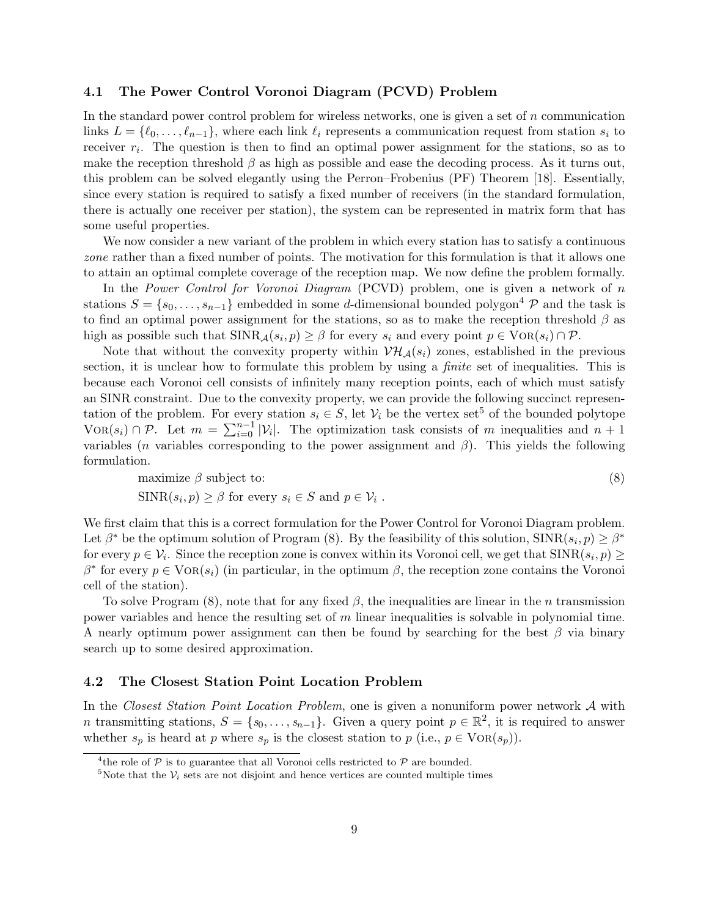### 4.1 The Power Control Voronoi Diagram (PCVD) Problem

In the standard power control problem for wireless networks, one is given a set of $n$ communication links $L = \{\ell_0, \ldots, \ell_{n-1}\}$, where each link $\ell_i$ represents a communication request from station $s_i$ to receiver $r_i$. The question is then to find an optimal power assignment for the stations, so as to make the reception threshold $\beta$ as high as possible and ease the decoding process. As it turns out, this problem can be solved elegantly using the Perron–Frobenius (PF) Theorem [18]. Essentially, since every station is required to satisfy a fixed number of receivers (in the standard formulation, there is actually one receiver per station), the system can be represented in matrix form that has some useful properties.

We now consider a new variant of the problem in which every station has to satisfy a continuous *zone* rather than a fixed number of points. The motivation for this formulation is that it allows one to attain an optimal complete coverage of the reception map. We now define the problem formally.

In the *Power Control for Voronoi Diagram* (PCVD) problem, one is given a network of $n$ stations $S = \{s_0, \ldots, s_{n-1}\}$ embedded in some $d$-dimensional bounded polygon[4] $\mathcal{P}$ and the task is to find an optimal power assignment for the stations, so as to make the reception threshold $\beta$ as high as possible such that $\text{SINR}_{\mathcal{A}}(s_i, p) \geq \beta$ for every $s_i$ and every point $p \in \text{Vor}(s_i) \cap \mathcal{P}$.

Note that without the convexity property within $\mathcal{VH}_{\mathcal{A}}(s_i)$ zones, established in the previous section, it is unclear how to formulate this problem by using a *finite* set of inequalities. This is because each Voronoi cell consists of infinitely many reception points, each of which must satisfy an SINR constraint. Due to the convexity property, we can provide the following succinct representation of the problem. For every station $s_i \in S$, let $\mathcal{V}_i$ be the vertex set[5] of the bounded polytope $\text{Vor}(s_i) \cap \mathcal{P}$. Let $m = \sum_{i=0}^{n-1} |\mathcal{V}_i|$. The optimization task consists of $m$ inequalities and $n+1$ variables ($n$ variables corresponding to the power assignment and $\beta$). This yields the following formulation.

$$
\begin{aligned}
&\text{maximize } \beta \text{ subject to:} \\
&\text{SINR}(s_i, p) \geq \beta \text{ for every } s_i \in S \text{ and } p \in \mathcal{V}_i \; .
\end{aligned}
\tag{8}
$$

We first claim that this is a correct formulation for the Power Control for Voronoi Diagram problem. Let $\beta^*$ be the optimum solution of Program (8). By the feasibility of this solution, $\text{SINR}(s_i, p) \geq \beta^*$ for every $p \in \mathcal{V}_i$. Since the reception zone is convex within its Voronoi cell, we get that $\text{SINR}(s_i, p) \geq \beta^*$ for every $p \in \text{Vor}(s_i)$ (in particular, in the optimum $\beta$, the reception zone contains the Voronoi cell of the station).

To solve Program (8), note that for any fixed $\beta$, the inequalities are linear in the $n$ transmission power variables and hence the resulting set of $m$ linear inequalities is solvable in polynomial time. A nearly optimum power assignment can then be found by searching for the best $\beta$ via binary search up to some desired approximation.

### 4.2 The Closest Station Point Location Problem

In the *Closest Station Point Location Problem*, one is given a nonuniform power network $\mathcal{A}$ with $n$ transmitting stations, $S = \{s_0, \ldots, s_{n-1}\}$. Given a query point $p \in \mathbb{R}^2$, it is required to answer whether $s_p$ is heard at $p$ where $s_p$ is the closest station to $p$ (i.e., $p \in \text{Vor}(s_p)$).

---

[4] the role of $\mathcal{P}$ is to guarantee that all Voronoi cells restricted to $\mathcal{P}$ are bounded.

[5] Note that the $\mathcal{V}_i$ sets are not disjoint and hence vertices are counted multiple times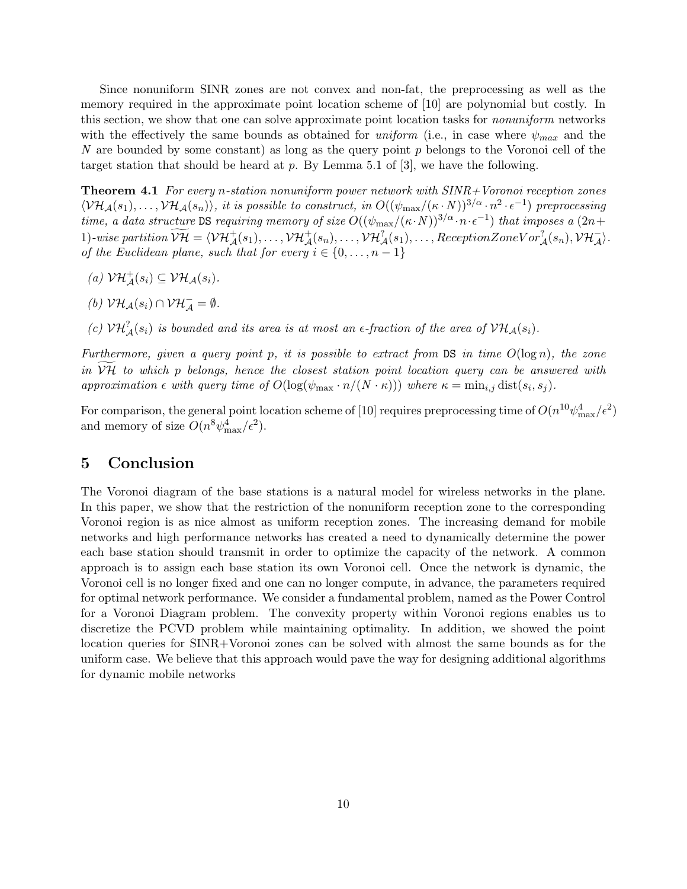Since nonuniform SINR zones are not convex and non-fat, the preprocessing as well as the memory required in the approximate point location scheme of [10] are polynomial but costly. In this section, we show that one can solve approximate point location tasks for *nonuniform* networks with the effectively the same bounds as obtained for *uniform* (i.e., in case where $\psi_{max}$ and the $N$ are bounded by some constant) as long as the query point $p$ belongs to the Voronoi cell of the target station that should be heard at $p$. By Lemma 5.1 of [3], we have the following.

**Theorem 4.1** *For every $n$-station nonuniform power network with SINR+Voronoi reception zones $\langle \mathcal{VH}_{\mathcal{A}}(s_1), \ldots, \mathcal{VH}_{\mathcal{A}}(s_n)\rangle$, it is possible to construct, in $O((\psi_{\max}/(\kappa \cdot N))^{3/\alpha} \cdot n^2 \cdot \epsilon^{-1})$ preprocessing time, a data structure* DS *requiring memory of size $O((\psi_{\max}/(\kappa \cdot N))^{3/\alpha} \cdot n \cdot \epsilon^{-1})$ that imposes a $(2n+1)$-wise partition $\widetilde{\mathcal{VH}} = \langle \mathcal{VH}^{+}_{\mathcal{A}}(s_1), \ldots, \mathcal{VH}^{+}_{\mathcal{A}}(s_n), \ldots, \mathcal{VH}^{?}_{\mathcal{A}}(s_1), \ldots, ReceptionZoneVor^{?}_{\mathcal{A}}(s_n), \mathcal{VH}^{-}_{\mathcal{A}}\rangle$. of the Euclidean plane, such that for every $i \in \{0, \ldots, n-1\}$*

*(a)* $\mathcal{VH}^{+}_{\mathcal{A}}(s_i) \subseteq \mathcal{VH}_{\mathcal{A}}(s_i)$.

*(b)* $\mathcal{VH}_{\mathcal{A}}(s_i) \cap \mathcal{VH}^{-}_{\mathcal{A}} = \emptyset$.

*(c)* $\mathcal{VH}^{?}_{\mathcal{A}}(s_i)$ *is bounded and its area is at most an $\epsilon$-fraction of the area of $\mathcal{VH}_{\mathcal{A}}(s_i)$.*

*Furthermore, given a query point $p$, it is possible to extract from* DS *in time $O(\log n)$, the zone in $\widetilde{\mathcal{VH}}$ to which $p$ belongs, hence the closest station point location query can be answered with approximation $\epsilon$ with query time of $O(\log(\psi_{\max} \cdot n/(N \cdot \kappa)))$ where $\kappa = \min_{i,j} \text{dist}(s_i, s_j)$.*

For comparison, the general point location scheme of [10] requires preprocessing time of $O(n^{10}\psi^{4}_{\max}/\epsilon^2)$ and memory of size $O(n^8\psi^4_{\max}/\epsilon^2)$.

# 5 Conclusion

The Voronoi diagram of the base stations is a natural model for wireless networks in the plane. In this paper, we show that the restriction of the nonuniform reception zone to the corresponding Voronoi region is as nice almost as uniform reception zones. The increasing demand for mobile networks and high performance networks has created a need to dynamically determine the power each base station should transmit in order to optimize the capacity of the network. A common approach is to assign each base station its own Voronoi cell. Once the network is dynamic, the Voronoi cell is no longer fixed and one can no longer compute, in advance, the parameters required for optimal network performance. We consider a fundamental problem, named as the Power Control for a Voronoi Diagram problem. The convexity property within Voronoi regions enables us to discretize the PCVD problem while maintaining optimality. In addition, we showed the point location queries for SINR+Voronoi zones can be solved with almost the same bounds as for the uniform case. We believe that this approach would pave the way for designing additional algorithms for dynamic mobile networks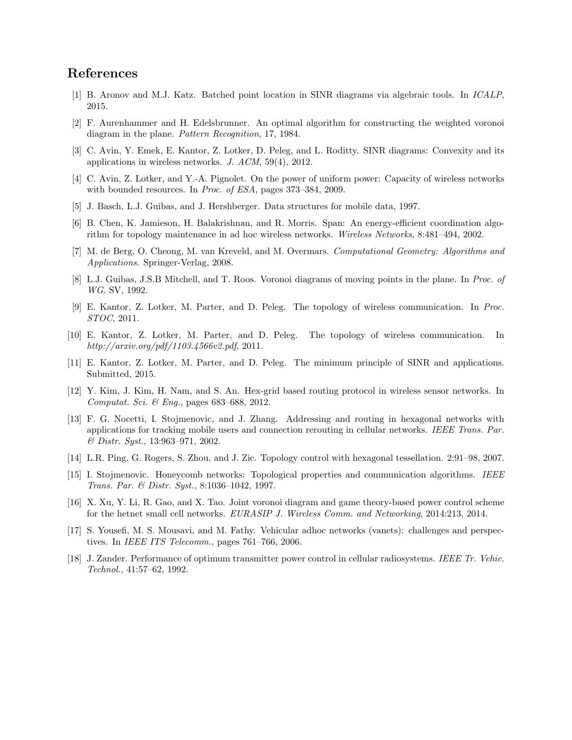## References

[1] B. Aronov and M.J. Katz. Batched point location in SINR diagrams via algebraic tools. In *ICALP*, 2015.

[2] F. Aurenhammer and H. Edelsbrunner. An optimal algorithm for constructing the weighted voronoi diagram in the plane. *Pattern Recognition*, 17, 1984.

[3] C. Avin, Y. Emek, E. Kantor, Z. Lotker, D. Peleg, and L. Roditty. SINR diagrams: Convexity and its applications in wireless networks. *J. ACM*, 59(4), 2012.

[4] C. Avin, Z. Lotker, and Y.-A. Pignolet. On the power of uniform power: Capacity of wireless networks with bounded resources. In *Proc. of ESA*, pages 373–384, 2009.

[5] J. Basch, L.J. Guibas, and J. Hershberger. Data structures for mobile data, 1997.

[6] B. Chen, K. Jamieson, H. Balakrishnan, and R. Morris. Span: An energy-efficient coordination algorithm for topology maintenance in ad hoc wireless networks. *Wireless Networks*, 8:481–494, 2002.

[7] M. de Berg, O. Cheong, M. van Kreveld, and M. Overmars. *Computational Geometry: Algorithms and Applications*. Springer-Verlag, 2008.

[8] L.J. Guibas, J.S.B Mitchell, and T. Roos. Voronoi diagrams of moving points in the plane. In *Proc. of WG*. SV, 1992.

[9] E. Kantor, Z. Lotker, M. Parter, and D. Peleg. The topology of wireless communication. In *Proc. STOC*, 2011.

[10] E. Kantor, Z. Lotker, M. Parter, and D. Peleg. The topology of wireless communication. In *http://arxiv.org/pdf/1103.4566v2.pdf*, 2011.

[11] E. Kantor, Z. Lotker, M. Parter, and D. Peleg. The minimum principle of SINR and applications. Submitted, 2015.

[12] Y. Kim, J. Kim, H. Nam, and S. An. Hex-grid based routing protocol in wireless sensor networks. In *Computat. Sci. & Eng.*, pages 683–688, 2012.

[13] F. G. Nocetti, I. Stojmenovic, and J. Zhang. Addressing and routing in hexagonal networks with applications for tracking mobile users and connection rerouting in cellular networks. *IEEE Trans. Par. & Distr. Syst.*, 13:963–971, 2002.

[14] L.R. Ping, G. Rogers, S. Zhou, and J. Zic. Topology control with hexagonal tessellation. 2:91–98, 2007.

[15] I. Stojmenovic. Honeycomb networks: Topological properties and communication algorithms. *IEEE Trans. Par. & Distr. Syst.*, 8:1036–1042, 1997.

[16] X. Xu, Y. Li, R. Gao, and X. Tao. Joint voronoi diagram and game theory-based power control scheme for the hetnet small cell networks. *EURASIP J. Wireless Comm. and Networking*, 2014:213, 2014.

[17] S. Yousefi, M. S. Mousavi, and M. Fathy. Vehicular adhoc networks (vanets): challenges and perspectives. In *IEEE ITS Telecomm.*, pages 761–766, 2006.

[18] J. Zander. Performance of optimum transmitter power control in cellular radiosystems. *IEEE Tr. Vehic. Technol.*, 41:57–62, 1992.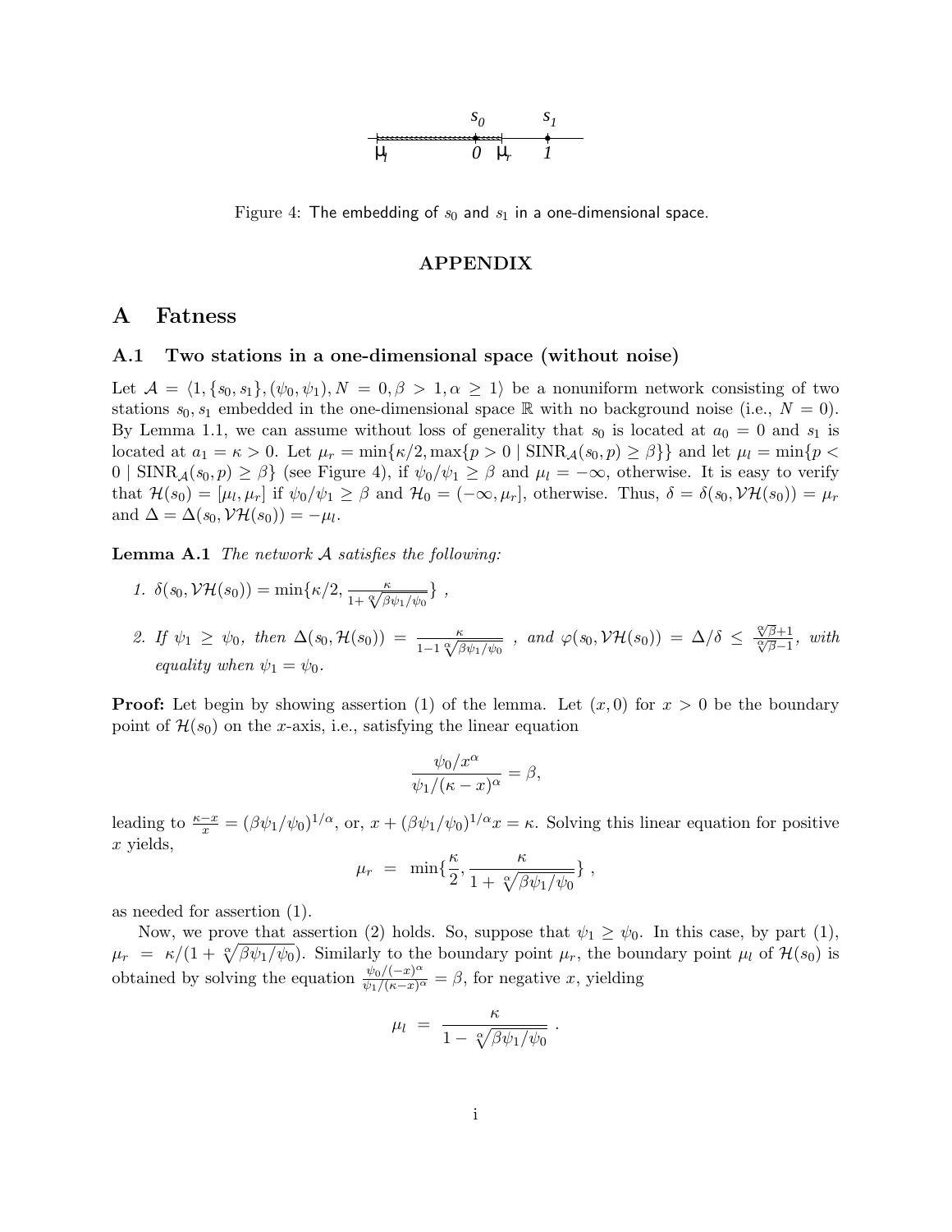Figure 4: The embedding of $s_0$ and $s_1$ in a one-dimensional space.

## APPENDIX

# A Fatness

## A.1 Two stations in a one-dimensional space (without noise)

Let $\mathcal{A} = \langle 1, \{s_0, s_1\}, (\psi_0, \psi_1), N = 0, \beta > 1, \alpha \geq 1\rangle$ be a nonuniform network consisting of two stations $s_0, s_1$ embedded in the one-dimensional space $\mathbb{R}$ with no background noise (i.e., $N = 0$). By Lemma 1.1, we can assume without loss of generality that $s_0$ is located at $a_0 = 0$ and $s_1$ is located at $a_1 = \kappa > 0$. Let $\mu_r = \min\{\kappa/2, \max\{p > 0 \mid \mathrm{SINR}_{\mathcal{A}}(s_0, p) \geq \beta\}\}$ and let $\mu_l = \min\{p < 0 \mid \mathrm{SINR}_{\mathcal{A}}(s_0, p) \geq \beta\}$ (see Figure 4), if $\psi_0/\psi_1 \geq \beta$ and $\mu_l = -\infty$, otherwise. It is easy to verify that $\mathcal{H}(s_0) = [\mu_l, \mu_r]$ if $\psi_0/\psi_1 \geq \beta$ and $\mathcal{H}_0 = (-\infty, \mu_r]$, otherwise. Thus, $\delta = \delta(s_0, \mathcal{VH}(s_0)) = \mu_r$ and $\Delta = \Delta(s_0, \mathcal{VH}(s_0)) = -\mu_l$.

**Lemma A.1** *The network $\mathcal{A}$ satisfies the following:*

1. $\delta(s_0, \mathcal{VH}(s_0)) = \min\{\kappa/2, \frac{\kappa}{1+\sqrt[\alpha]{\beta\psi_1/\psi_0}}\}$ ,

2. *If $\psi_1 \geq \psi_0$, then $\Delta(s_0, \mathcal{H}(s_0)) = \frac{\kappa}{1-1\sqrt[\alpha]{\beta\psi_1/\psi_0}}$ , and $\varphi(s_0, \mathcal{VH}(s_0)) = \Delta/\delta \leq \frac{\sqrt[\alpha]{\beta}+1}{\sqrt[\alpha]{\beta}-1}$, with equality when $\psi_1 = \psi_0$.*

**Proof:** Let begin by showing assertion (1) of the lemma. Let $(x, 0)$ for $x > 0$ be the boundary point of $\mathcal{H}(s_0)$ on the $x$-axis, i.e., satisfying the linear equation

$$\frac{\psi_0/x^\alpha}{\psi_1/(\kappa - x)^\alpha} = \beta,$$

leading to $\frac{\kappa - x}{x} = (\beta\psi_1/\psi_0)^{1/\alpha}$, or, $x + (\beta\psi_1/\psi_0)^{1/\alpha}x = \kappa$. Solving this linear equation for positive $x$ yields,

$$\mu_r \; = \; \min\{\frac{\kappa}{2}, \frac{\kappa}{1+\sqrt[\alpha]{\beta\psi_1/\psi_0}}\} \; ,$$

as needed for assertion (1).

Now, we prove that assertion (2) holds. So, suppose that $\psi_1 \geq \psi_0$. In this case, by part (1), $\mu_r = \kappa/(1 + \sqrt[\alpha]{\beta\psi_1/\psi_0})$. Similarly to the boundary point $\mu_r$, the boundary point $\mu_l$ of $\mathcal{H}(s_0)$ is obtained by solving the equation $\frac{\psi_0/(-x)^\alpha}{\psi_1/(\kappa-x)^\alpha} = \beta$, for negative $x$, yielding

$$\mu_l \; = \; \frac{\kappa}{1 - \sqrt[\alpha]{\beta\psi_1/\psi_0}} \; .$$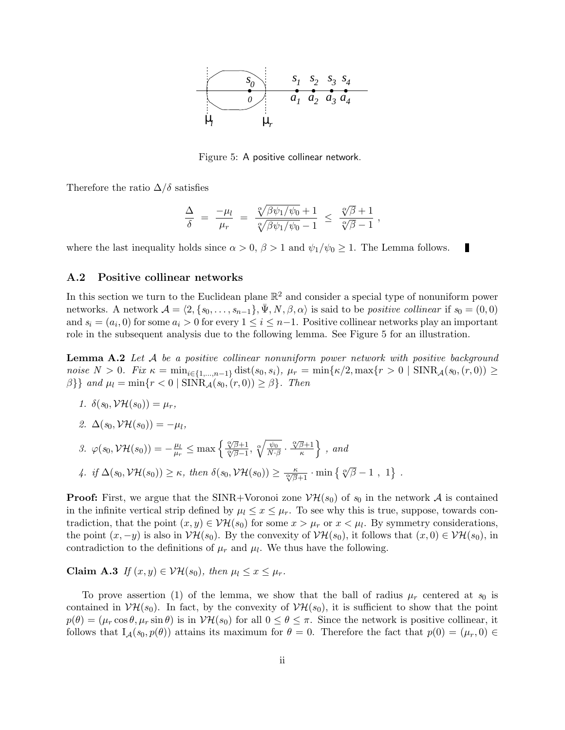Figure 5: A positive collinear network.

Therefore the ratio $\Delta/\delta$ satisfies

$$\frac{\Delta}{\delta} \;=\; \frac{-\mu_l}{\mu_r} \;=\; \frac{\sqrt[\alpha]{\beta\psi_1/\psi_0}+1}{\sqrt[\alpha]{\beta\psi_1/\psi_0}-1} \;\leq\; \frac{\sqrt[\alpha]{\beta}+1}{\sqrt[\alpha]{\beta}-1}\;,$$

where the last inequality holds since $\alpha > 0$, $\beta > 1$ and $\psi_1/\psi_0 \geq 1$. The Lemma follows. ∎

## A.2 Positive collinear networks

In this section we turn to the Euclidean plane $\mathbb{R}^2$ and consider a special type of nonuniform power networks. A network $\mathcal{A} = \langle 2, \{s_0, \ldots, s_{n-1}\}, \bar{\Psi}, N, \beta, \alpha\rangle$ is said to be *positive collinear* if $s_0 = (0,0)$ and $s_i = (a_i, 0)$ for some $a_i > 0$ for every $1 \leq i \leq n-1$. Positive collinear networks play an important role in the subsequent analysis due to the following lemma. See Figure 5 for an illustration.

**Lemma A.2** *Let $\mathcal{A}$ be a positive collinear nonuniform power network with positive background noise $N > 0$. Fix $\kappa = \min_{i\in\{1,\ldots,n-1\}} \mathrm{dist}(s_0, s_i)$, $\mu_r = \min\{\kappa/2, \max\{r > 0 \mid \mathrm{SINR}_{\mathcal{A}}(s_0,(r,0)) \geq \beta\}\}$ and $\mu_l = \min\{r < 0 \mid \mathrm{SINR}_{\mathcal{A}}(s_0,(r,0)) \geq \beta\}$. Then*

1. *$\delta(s_0, \mathcal{VH}(s_0)) = \mu_r$,*
2. *$\Delta(s_0, \mathcal{VH}(s_0)) = -\mu_l$,*
3. *$\varphi(s_0, \mathcal{VH}(s_0)) = -\frac{\mu_l}{\mu_r} \leq \max\left\{\frac{\sqrt[\alpha]{\beta}+1}{\sqrt[\alpha]{\beta}-1},\ \sqrt[\alpha]{\frac{\psi_0}{N\cdot\beta}}\cdot\frac{\sqrt[\alpha]{\beta}+1}{\kappa}\right\}$, and*
4. *if $\Delta(s_0, \mathcal{VH}(s_0)) \geq \kappa$, then $\delta(s_0, \mathcal{VH}(s_0)) \geq \frac{\kappa}{\sqrt[\alpha]{\beta}+1}\cdot\min\left\{\sqrt[\alpha]{\beta}-1\ ,\ 1\right\}$.*

**Proof:** First, we argue that the SINR+Voronoi zone $\mathcal{VH}(s_0)$ of $s_0$ in the network $\mathcal{A}$ is contained in the infinite vertical strip defined by $\mu_l \leq x \leq \mu_r$. To see why this is true, suppose, towards contradiction, that the point $(x,y) \in \mathcal{VH}(s_0)$ for some $x > \mu_r$ or $x < \mu_l$. By symmetry considerations, the point $(x,-y)$ is also in $\mathcal{VH}(s_0)$. By the convexity of $\mathcal{VH}(s_0)$, it follows that $(x,0) \in \mathcal{VH}(s_0)$, in contradiction to the definitions of $\mu_r$ and $\mu_l$. We thus have the following.

**Claim A.3** *If $(x,y) \in \mathcal{VH}(s_0)$, then $\mu_l \leq x \leq \mu_r$.*

To prove assertion (1) of the lemma, we show that the ball of radius $\mu_r$ centered at $s_0$ is contained in $\mathcal{VH}(s_0)$. In fact, by the convexity of $\mathcal{VH}(s_0)$, it is sufficient to show that the point $p(\theta) = (\mu_r\cos\theta, \mu_r\sin\theta)$ is in $\mathcal{VH}(s_0)$ for all $0 \leq \theta \leq \pi$. Since the network is positive collinear, it follows that $\mathrm{I}_{\mathcal{A}}(s_0, p(\theta))$ attains its maximum for $\theta = 0$. Therefore the fact that $p(0) = (\mu_r, 0) \in$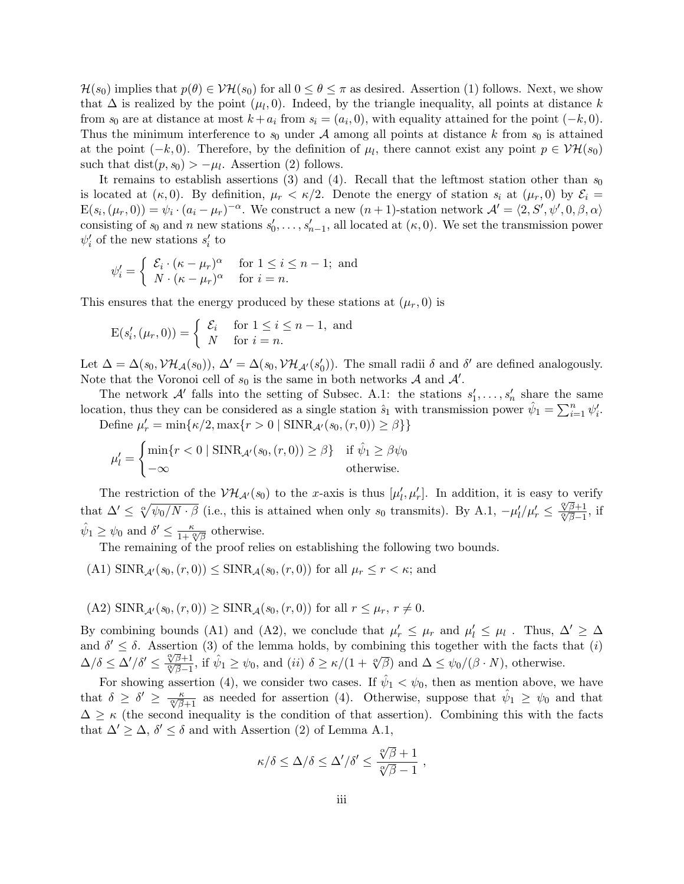$\mathcal{H}(s_0)$ implies that $p(\theta) \in \mathcal{VH}(s_0)$ for all $0 \leq \theta \leq \pi$ as desired. Assertion (1) follows. Next, we show that $\Delta$ is realized by the point $(\mu_l, 0)$. Indeed, by the triangle inequality, all points at distance $k$ from $s_0$ are at distance at most $k + a_i$ from $s_i = (a_i, 0)$, with equality attained for the point $(-k, 0)$. Thus the minimum interference to $s_0$ under $\mathcal{A}$ among all points at distance $k$ from $s_0$ is attained at the point $(-k, 0)$. Therefore, by the definition of $\mu_l$, there cannot exist any point $p \in \mathcal{VH}(s_0)$ such that $\text{dist}(p, s_0) > -\mu_l$. Assertion (2) follows.

It remains to establish assertions (3) and (4). Recall that the leftmost station other than $s_0$ is located at $(\kappa, 0)$. By definition, $\mu_r < \kappa/2$. Denote the energy of station $s_i$ at $(\mu_r, 0)$ by $\mathcal{E}_i = \text{E}(s_i, (\mu_r, 0)) = \psi_i \cdot (a_i - \mu_r)^{-\alpha}$. We construct a new $(n+1)$-station network $\mathcal{A}' = \langle 2, S', \psi', 0, \beta, \alpha \rangle$ consisting of $s_0$ and $n$ new stations $s'_0, \ldots, s'_{n-1}$, all located at $(\kappa, 0)$. We set the transmission power $\psi'_i$ of the new stations $s'_i$ to

$$\psi'_i = \begin{cases} \mathcal{E}_i \cdot (\kappa - \mu_r)^\alpha & \text{for } 1 \leq i \leq n-1; \text{ and} \\ N \cdot (\kappa - \mu_r)^\alpha & \text{for } i = n. \end{cases}$$

This ensures that the energy produced by these stations at $(\mu_r, 0)$ is

$$\text{E}(s'_i, (\mu_r, 0)) = \begin{cases} \mathcal{E}_i & \text{for } 1 \leq i \leq n-1, \text{ and} \\ N & \text{for } i = n. \end{cases}$$

Let $\Delta = \Delta(s_0, \mathcal{VH}_{\mathcal{A}}(s_0))$, $\Delta' = \Delta(s_0, \mathcal{VH}_{\mathcal{A}'}(s'_0))$. The small radii $\delta$ and $\delta'$ are defined analogously. Note that the Voronoi cell of $s_0$ is the same in both networks $\mathcal{A}$ and $\mathcal{A}'$.

The network $\mathcal{A}'$ falls into the setting of Subsec. A.1: the stations $s'_1, \ldots, s'_n$ share the same location, thus they can be considered as a single station $\hat{s}_1$ with transmission power $\hat{\psi}_1 = \sum_{i=1}^{n} \psi'_i$.

Define $\mu'_r = \min\{\kappa/2, \max\{r > 0 \mid \text{SINR}_{\mathcal{A}'}(s_0, (r, 0)) \geq \beta\}\}$

$$\mu'_l = \begin{cases} \min\{r < 0 \mid \text{SINR}_{\mathcal{A}'}(s_0, (r, 0)) \geq \beta\} & \text{if } \hat{\psi}_1 \geq \beta\psi_0 \\ -\infty & \text{otherwise.} \end{cases}$$

The restriction of the $\mathcal{VH}_{\mathcal{A}'}(s_0)$ to the $x$-axis is thus $[\mu'_l, \mu'_r]$. In addition, it is easy to verify that $\Delta' \leq \sqrt[\alpha]{\psi_0/N \cdot \beta}$ (i.e., this is attained when only $s_0$ transmits). By A.1, $-\mu'_l/\mu'_r \leq \frac{\sqrt[\alpha]{\beta}+1}{\sqrt[\alpha]{\beta}-1}$, if $\hat{\psi}_1 \geq \psi_0$ and $\delta' \leq \frac{\kappa}{1+\sqrt[\alpha]{\beta}}$ otherwise.

The remaining of the proof relies on establishing the following two bounds.

(A1) $\text{SINR}_{\mathcal{A}'}(s_0, (r, 0)) \leq \text{SINR}_{\mathcal{A}}(s_0, (r, 0))$ for all $\mu_r \leq r < \kappa$; and

(A2) $\text{SINR}_{\mathcal{A}'}(s_0, (r, 0)) \geq \text{SINR}_{\mathcal{A}}(s_0, (r, 0))$ for all $r \leq \mu_r$, $r \neq 0$.

By combining bounds (A1) and (A2), we conclude that $\mu'_r \leq \mu_r$ and $\mu'_l \leq \mu_l$ . Thus, $\Delta' \geq \Delta$ and $\delta' \leq \delta$. Assertion (3) of the lemma holds, by combining this together with the facts that $(i)$ $\Delta/\delta \leq \Delta'/\delta' \leq \frac{\sqrt[\alpha]{\beta}+1}{\sqrt[\alpha]{\beta}-1}$, if $\hat{\psi}_1 \geq \psi_0$, and $(ii)$ $\delta \geq \kappa/(1 + \sqrt[\alpha]{\beta})$ and $\Delta \leq \psi_0/(\beta \cdot N)$, otherwise.

For showing assertion (4), we consider two cases. If $\hat{\psi}_1 < \psi_0$, then as mention above, we have that $\delta \geq \delta' \geq \frac{\kappa}{\sqrt[\alpha]{\beta}+1}$ as needed for assertion (4). Otherwise, suppose that $\hat{\psi}_1 \geq \psi_0$ and that $\Delta \geq \kappa$ (the second inequality is the condition of that assertion). Combining this with the facts that $\Delta' \geq \Delta$, $\delta' \leq \delta$ and with Assertion (2) of Lemma A.1,

$$\kappa/\delta \leq \Delta/\delta \leq \Delta'/\delta' \leq \frac{\sqrt[\alpha]{\beta}+1}{\sqrt[\alpha]{\beta}-1} \ ,$$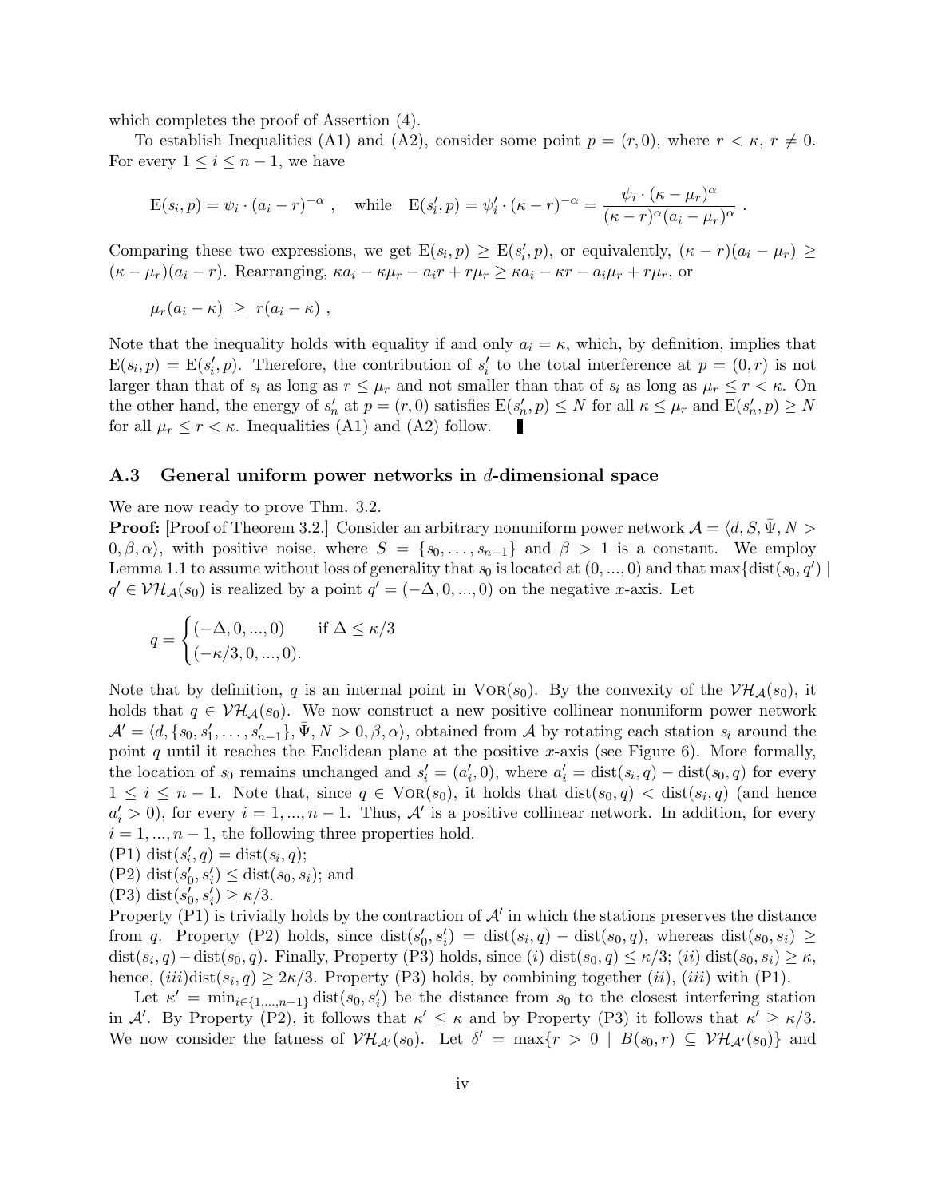which completes the proof of Assertion (4).

To establish Inequalities (A1) and (A2), consider some point $p = (r, 0)$, where $r < \kappa$, $r \neq 0$. For every $1 \leq i \leq n-1$, we have

$$\mathrm{E}(s_i, p) = \psi_i \cdot (a_i - r)^{-\alpha}, \quad \text{while} \quad \mathrm{E}(s'_i, p) = \psi'_i \cdot (\kappa - r)^{-\alpha} = \frac{\psi_i \cdot (\kappa - \mu_r)^{\alpha}}{(\kappa - r)^{\alpha}(a_i - \mu_r)^{\alpha}}.$$

Comparing these two expressions, we get $\mathrm{E}(s_i, p) \geq \mathrm{E}(s'_i, p)$, or equivalently, $(\kappa - r)(a_i - \mu_r) \geq (\kappa - \mu_r)(a_i - r)$. Rearranging, $\kappa a_i - \kappa \mu_r - a_i r + r\mu_r \geq \kappa a_i - \kappa r - a_i \mu_r + r\mu_r$, or

$$\mu_r(a_i - \kappa) \geq r(a_i - \kappa),$$

Note that the inequality holds with equality if and only $a_i = \kappa$, which, by definition, implies that $\mathrm{E}(s_i, p) = \mathrm{E}(s'_i, p)$. Therefore, the contribution of $s'_i$ to the total interference at $p = (0, r)$ is not larger than that of $s_i$ as long as $r \leq \mu_r$ and not smaller than that of $s_i$ as long as $\mu_r \leq r < \kappa$. On the other hand, the energy of $s'_n$ at $p = (r, 0)$ satisfies $\mathrm{E}(s'_n, p) \leq N$ for all $\kappa \leq \mu_r$ and $\mathrm{E}(s'_n, p) \geq N$ for all $\mu_r \leq r < \kappa$. Inequalities (A1) and (A2) follow. ∎

### A.3 General uniform power networks in $d$-dimensional space

We are now ready to prove Thm. 3.2.

**Proof:** [Proof of Theorem 3.2.] Consider an arbitrary nonuniform power network $\mathcal{A} = \langle d, S, \bar{\Psi}, N > 0, \beta, \alpha \rangle$, with positive noise, where $S = \{s_0, \ldots, s_{n-1}\}$ and $\beta > 1$ is a constant. We employ Lemma 1.1 to assume without loss of generality that $s_0$ is located at $(0, ..., 0)$ and that $\max\{\mathrm{dist}(s_0, q') \mid q' \in \mathcal{VH}_{\mathcal{A}}(s_0)$ is realized by a point $q' = (-\Delta, 0, ..., 0)$ on the negative $x$-axis. Let

$$q = \begin{cases} (-\Delta, 0, ..., 0) & \text{if } \Delta \leq \kappa/3 \\ (-\kappa/3, 0, ..., 0). & \end{cases}$$

Note that by definition, $q$ is an internal point in $\mathrm{Vor}(s_0)$. By the convexity of the $\mathcal{VH}_{\mathcal{A}}(s_0)$, it holds that $q \in \mathcal{VH}_{\mathcal{A}}(s_0)$. We now construct a new positive collinear nonuniform power network $\mathcal{A}' = \langle d, \{s_0, s'_1, \ldots, s'_{n-1}\}, \bar{\Psi}, N > 0, \beta, \alpha \rangle$, obtained from $\mathcal{A}$ by rotating each station $s_i$ around the point $q$ until it reaches the Euclidean plane at the positive $x$-axis (see Figure 6). More formally, the location of $s_0$ remains unchanged and $s'_i = (a'_i, 0)$, where $a'_i = \mathrm{dist}(s_i, q) - \mathrm{dist}(s_0, q)$ for every $1 \leq i \leq n-1$. Note that, since $q \in \mathrm{Vor}(s_0)$, it holds that $\mathrm{dist}(s_0, q) < \mathrm{dist}(s_i, q)$ (and hence $a'_i > 0$), for every $i = 1, ..., n-1$. Thus, $\mathcal{A}'$ is a positive collinear network. In addition, for every $i = 1, ..., n-1$, the following three properties hold.

(P1) $\mathrm{dist}(s'_i, q) = \mathrm{dist}(s_i, q)$;

(P2) $\mathrm{dist}(s'_0, s'_i) \leq \mathrm{dist}(s_0, s_i)$; and

(P3) $\mathrm{dist}(s'_0, s'_i) \geq \kappa/3$.

Property (P1) is trivially holds by the contraction of $\mathcal{A}'$ in which the stations preserves the distance from $q$. Property (P2) holds, since $\mathrm{dist}(s'_0, s'_i) = \mathrm{dist}(s_i, q) - \mathrm{dist}(s_0, q)$, whereas $\mathrm{dist}(s_0, s_i) \geq \mathrm{dist}(s_i, q) - \mathrm{dist}(s_0, q)$. Finally, Property (P3) holds, since $(i)$ $\mathrm{dist}(s_0, q) \leq \kappa/3$; $(ii)$ $\mathrm{dist}(s_0, s_i) \geq \kappa$, hence, $(iii)\mathrm{dist}(s_i, q) \geq 2\kappa/3$. Property (P3) holds, by combining together $(ii)$, $(iii)$ with (P1).

Let $\kappa' = \min_{i \in \{1, ..., n-1\}} \mathrm{dist}(s_0, s'_i)$ be the distance from $s_0$ to the closest interfering station in $\mathcal{A}'$. By Property (P2), it follows that $\kappa' \leq \kappa$ and by Property (P3) it follows that $\kappa' \geq \kappa/3$. We now consider the fatness of $\mathcal{VH}_{\mathcal{A}'}(s_0)$. Let $\delta' = \max\{r > 0 \mid B(s_0, r) \subseteq \mathcal{VH}_{\mathcal{A}'}(s_0)\}$ and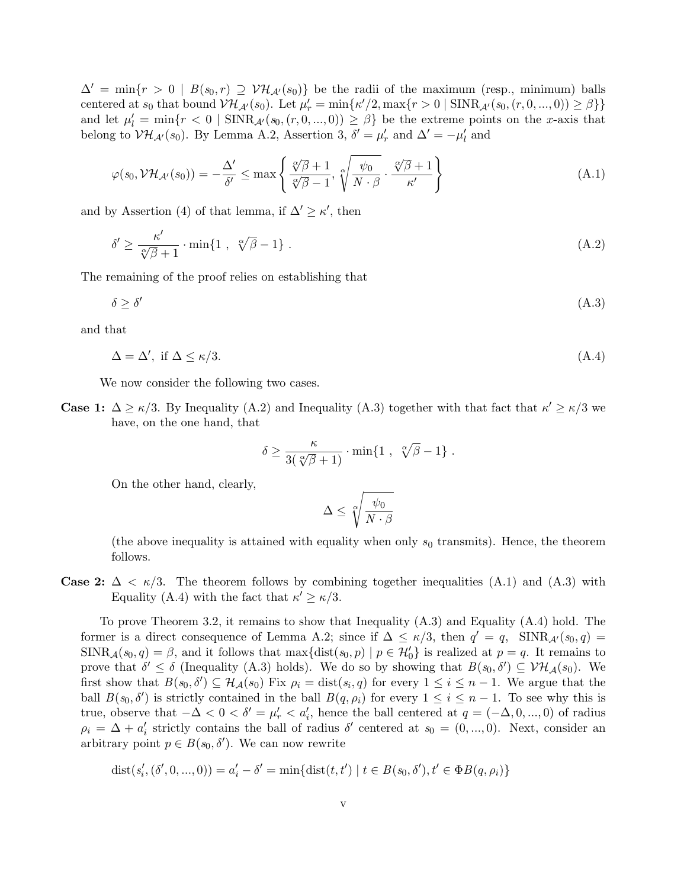$\Delta' = \min\{r > 0 \mid B(s_0, r) \supseteq \mathcal{VH}_{\mathcal{A}'}(s_0)\}$ be the radii of the maximum (resp., minimum) balls centered at $s_0$ that bound $\mathcal{VH}_{\mathcal{A}'}(s_0)$. Let $\mu'_r = \min\{\kappa'/2, \max\{r > 0 \mid \text{SINR}_{\mathcal{A}'}(s_0, (r, 0, ..., 0)) \geq \beta\}\}$ and let $\mu'_l = \min\{r < 0 \mid \text{SINR}_{\mathcal{A}'}(s_0, (r, 0, ..., 0)) \geq \beta\}$ be the extreme points on the $x$-axis that belong to $\mathcal{VH}_{\mathcal{A}'}(s_0)$. By Lemma A.2, Assertion 3, $\delta' = \mu'_r$ and $\Delta' = -\mu'_l$ and

$$\varphi(s_0, \mathcal{VH}_{\mathcal{A}'}(s_0)) = -\frac{\Delta'}{\delta'} \leq \max\left\{\frac{\sqrt[\alpha]{\beta}+1}{\sqrt[\alpha]{\beta}-1}, \sqrt[\alpha]{\frac{\psi_0}{N \cdot \beta}} \cdot \frac{\sqrt[\alpha]{\beta}+1}{\kappa'}\right\} \tag{A.1}$$

and by Assertion (4) of that lemma, if $\Delta' \geq \kappa'$, then

$$\delta' \geq \frac{\kappa'}{\sqrt[\alpha]{\beta}+1} \cdot \min\{1\ ,\ \sqrt[\alpha]{\beta} - 1\}\ . \tag{A.2}$$

The remaining of the proof relies on establishing that

$$\delta \geq \delta' \tag{A.3}$$

and that

$$\Delta = \Delta',\ \text{if}\ \Delta \leq \kappa/3. \tag{A.4}$$

We now consider the following two cases.

**Case 1:** $\Delta \geq \kappa/3$. By Inequality (A.2) and Inequality (A.3) together with that fact that $\kappa' \geq \kappa/3$ we have, on the one hand, that

$$\delta \geq \frac{\kappa}{3(\sqrt[\alpha]{\beta}+1)} \cdot \min\{1\ ,\ \sqrt[\alpha]{\beta} - 1\}\ .$$

On the other hand, clearly,

$$\Delta \leq \sqrt[\alpha]{\frac{\psi_0}{N \cdot \beta}}$$

(the above inequality is attained with equality when only $s_0$ transmits). Hence, the theorem follows.

**Case 2:** $\Delta < \kappa/3$. The theorem follows by combining together inequalities (A.1) and (A.3) with Equality (A.4) with the fact that $\kappa' \geq \kappa/3$.

To prove Theorem 3.2, it remains to show that Inequality (A.3) and Equality (A.4) hold. The former is a direct consequence of Lemma A.2; since if $\Delta \leq \kappa/3$, then $q' = q$, $\text{SINR}_{\mathcal{A}'}(s_0, q) = \text{SINR}_{\mathcal{A}}(s_0, q) = \beta$, and it follows that $\max\{\text{dist}(s_0, p) \mid p \in \mathcal{H}'_0\}$ is realized at $p = q$. It remains to prove that $\delta' \leq \delta$ (Inequality (A.3) holds). We do so by showing that $B(s_0, \delta') \subseteq \mathcal{VH}_{\mathcal{A}}(s_0)$. We first show that $B(s_0, \delta') \subseteq \mathcal{H}_{\mathcal{A}}(s_0)$ Fix $\rho_i = \text{dist}(s_i, q)$ for every $1 \leq i \leq n-1$. We argue that the ball $B(s_0, \delta')$ is strictly contained in the ball $B(q, \rho_i)$ for every $1 \leq i \leq n-1$. To see why this is true, observe that $-\Delta < 0 < \delta' = \mu'_r < a'_i$, hence the ball centered at $q = (-\Delta, 0, ..., 0)$ of radius $\rho_i = \Delta + a'_i$ strictly contains the ball of radius $\delta'$ centered at $s_0 = (0, ..., 0)$. Next, consider an arbitrary point $p \in B(s_0, \delta')$. We can now rewrite

$$\text{dist}(s'_i, (\delta', 0, ..., 0)) = a'_i - \delta' = \min\{\text{dist}(t, t') \mid t \in B(s_0, \delta'), t' \in \Phi B(q, \rho_i)\}$$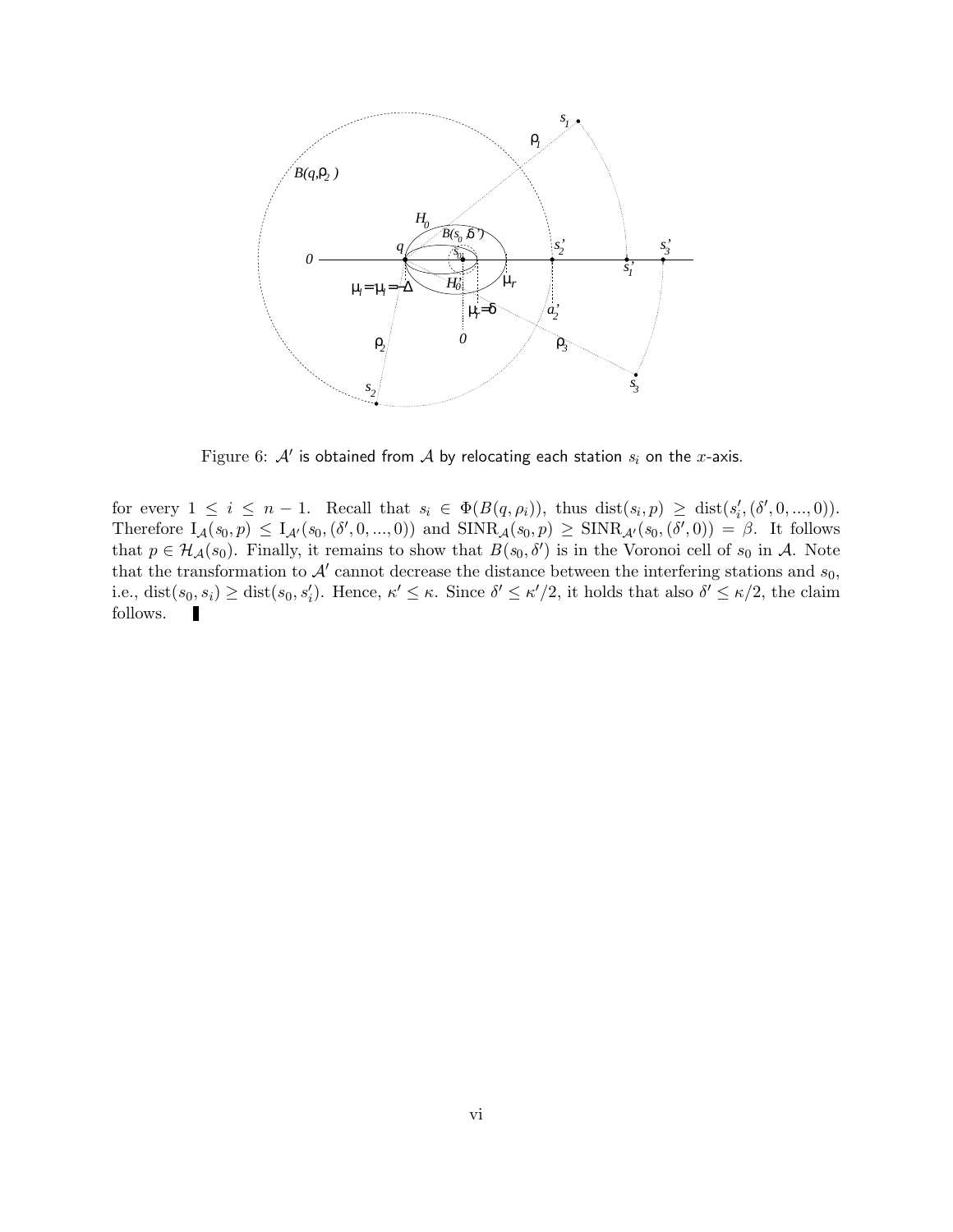B(q,ρ2 )

ρ1

s1

H0

B(s0 ,δ')

q

s2'

s3'

0

s0

s1'

μl=μl'=-Δ

H0'

μr

μr'=δ

a2'

0

ρ2

ρ3

s2

s3

Figure 6: $\mathcal{A}'$ is obtained from $\mathcal{A}$ by relocating each station $s_i$ on the $x$-axis.

for every $1 \leq i \leq n-1$. Recall that $s_i \in \Phi(B(q, \rho_i))$, thus $\text{dist}(s_i, p) \geq \text{dist}(s_i', (\delta', 0, ..., 0))$. Therefore $\text{I}_{\mathcal{A}}(s_0, p) \leq \text{I}_{\mathcal{A}'}(s_0, (\delta', 0, ..., 0))$ and $\text{SINR}_{\mathcal{A}}(s_0, p) \geq \text{SINR}_{\mathcal{A}'}(s_0, (\delta', 0)) = \beta$. It follows that $p \in \mathcal{H}_{\mathcal{A}}(s_0)$. Finally, it remains to show that $B(s_0, \delta')$ is in the Voronoi cell of $s_0$ in $\mathcal{A}$. Note that the transformation to $\mathcal{A}'$ cannot decrease the distance between the interfering stations and $s_0$, i.e., $\text{dist}(s_0, s_i) \geq \text{dist}(s_0, s_i')$. Hence, $\kappa' \leq \kappa$. Since $\delta' \leq \kappa'/2$, it holds that also $\delta' \leq \kappa/2$, the claim follows. ∎